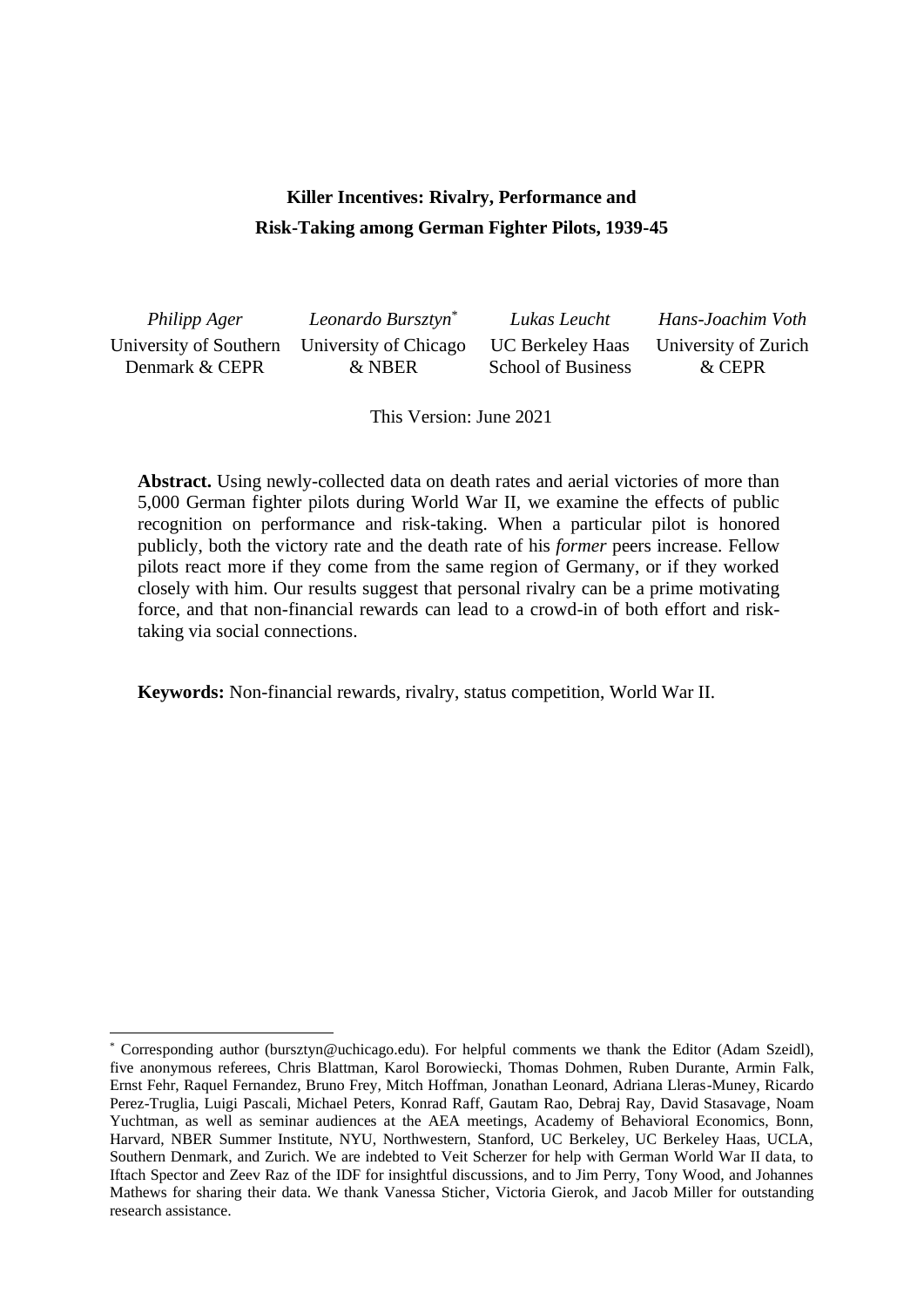# Killer Incentives: Rivalry, Performance and Risk-Taking among German Fighter Pilots, 1939-45

| *Philipp Ager* | *Leonardo Bursztyn*[*] | *Lukas Leucht* | *Hans-Joachim Voth* |
|---|---|---|---|
| University of Southern Denmark & CEPR | University of Chicago & NBER | UC Berkeley Haas School of Business | University of Zurich & CEPR |

This Version: June 2021

**Abstract.** Using newly-collected data on death rates and aerial victories of more than 5,000 German fighter pilots during World War II, we examine the effects of public recognition on performance and risk-taking. When a particular pilot is honored publicly, both the victory rate and the death rate of his *former* peers increase. Fellow pilots react more if they come from the same region of Germany, or if they worked closely with him. Our results suggest that personal rivalry can be a prime motivating force, and that non-financial rewards can lead to a crowd-in of both effort and risk-taking via social connections.

**Keywords:** Non-financial rewards, rivalry, status competition, World War II.

[*] Corresponding author (bursztyn@uchicago.edu). For helpful comments we thank the Editor (Adam Szeidl), five anonymous referees, Chris Blattman, Karol Borowiecki, Thomas Dohmen, Ruben Durante, Armin Falk, Ernst Fehr, Raquel Fernandez, Bruno Frey, Mitch Hoffman, Jonathan Leonard, Adriana Lleras-Muney, Ricardo Perez-Truglia, Luigi Pascali, Michael Peters, Konrad Raff, Gautam Rao, Debraj Ray, David Stasavage, Noam Yuchtman, as well as seminar audiences at the AEA meetings, Academy of Behavioral Economics, Bonn, Harvard, NBER Summer Institute, NYU, Northwestern, Stanford, UC Berkeley, UC Berkeley Haas, UCLA, Southern Denmark, and Zurich. We are indebted to Veit Scherzer for help with German World War II data, to Iftach Spector and Zeev Raz of the IDF for insightful discussions, and to Jim Perry, Tony Wood, and Johannes Mathews for sharing their data. We thank Vanessa Sticher, Victoria Gierok, and Jacob Miller for outstanding research assistance.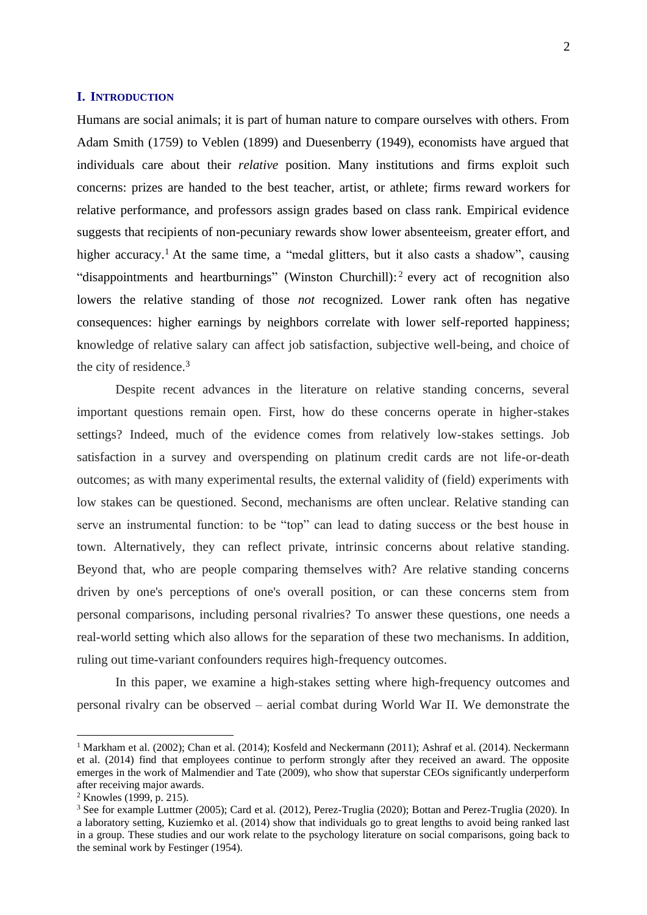## I. INTRODUCTION

Humans are social animals; it is part of human nature to compare ourselves with others. From Adam Smith (1759) to Veblen (1899) and Duesenberry (1949), economists have argued that individuals care about their *relative* position. Many institutions and firms exploit such concerns: prizes are handed to the best teacher, artist, or athlete; firms reward workers for relative performance, and professors assign grades based on class rank. Empirical evidence suggests that recipients of non-pecuniary rewards show lower absenteeism, greater effort, and higher accuracy.[1] At the same time, a "medal glitters, but it also casts a shadow", causing "disappointments and heartburnings" (Winston Churchill):[2] every act of recognition also lowers the relative standing of those *not* recognized. Lower rank often has negative consequences: higher earnings by neighbors correlate with lower self-reported happiness; knowledge of relative salary can affect job satisfaction, subjective well-being, and choice of the city of residence.[3]

Despite recent advances in the literature on relative standing concerns, several important questions remain open. First, how do these concerns operate in higher-stakes settings? Indeed, much of the evidence comes from relatively low-stakes settings. Job satisfaction in a survey and overspending on platinum credit cards are not life-or-death outcomes; as with many experimental results, the external validity of (field) experiments with low stakes can be questioned. Second, mechanisms are often unclear. Relative standing can serve an instrumental function: to be "top" can lead to dating success or the best house in town. Alternatively, they can reflect private, intrinsic concerns about relative standing. Beyond that, who are people comparing themselves with? Are relative standing concerns driven by one's perceptions of one's overall position, or can these concerns stem from personal comparisons, including personal rivalries? To answer these questions, one needs a real-world setting which also allows for the separation of these two mechanisms. In addition, ruling out time-variant confounders requires high-frequency outcomes.

In this paper, we examine a high-stakes setting where high-frequency outcomes and personal rivalry can be observed – aerial combat during World War II. We demonstrate the

[1] Markham et al. (2002); Chan et al. (2014); Kosfeld and Neckermann (2011); Ashraf et al. (2014). Neckermann et al. (2014) find that employees continue to perform strongly after they received an award. The opposite emerges in the work of Malmendier and Tate (2009), who show that superstar CEOs significantly underperform after receiving major awards.

[2] Knowles (1999, p. 215).

[3] See for example Luttmer (2005); Card et al. (2012), Perez-Truglia (2020); Bottan and Perez-Truglia (2020). In a laboratory setting, Kuziemko et al. (2014) show that individuals go to great lengths to avoid being ranked last in a group. These studies and our work relate to the psychology literature on social comparisons, going back to the seminal work by Festinger (1954).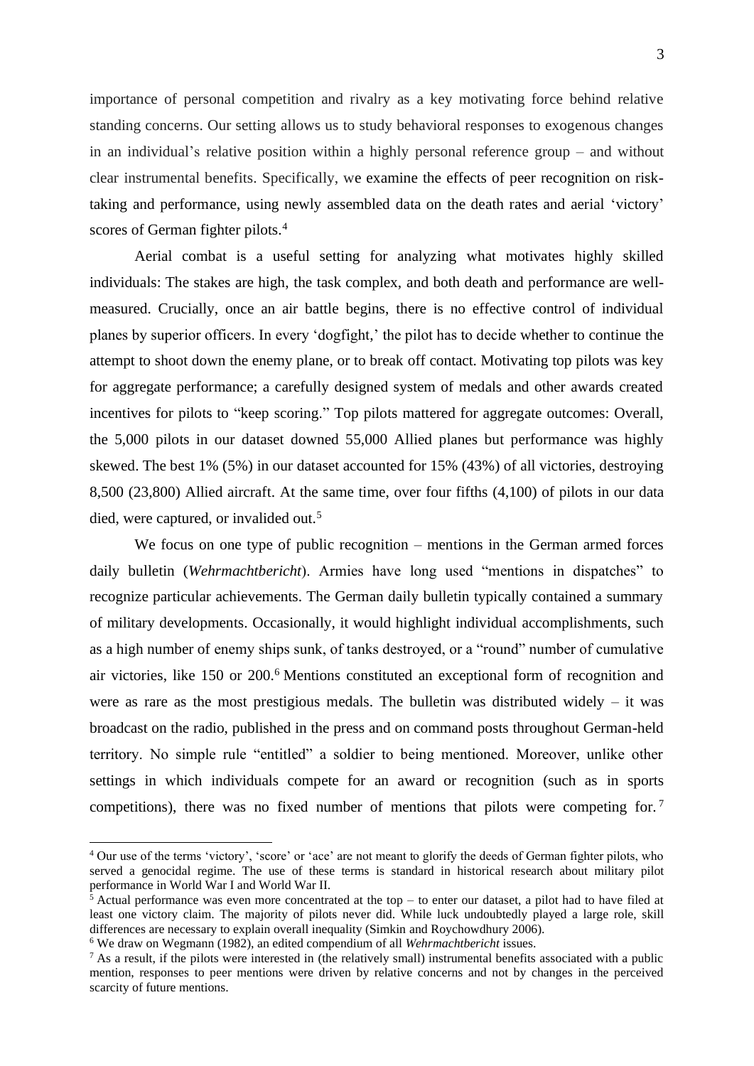importance of personal competition and rivalry as a key motivating force behind relative standing concerns. Our setting allows us to study behavioral responses to exogenous changes in an individual's relative position within a highly personal reference group – and without clear instrumental benefits. Specifically, we examine the effects of peer recognition on risk-taking and performance, using newly assembled data on the death rates and aerial 'victory' scores of German fighter pilots.[4]

Aerial combat is a useful setting for analyzing what motivates highly skilled individuals: The stakes are high, the task complex, and both death and performance are well-measured. Crucially, once an air battle begins, there is no effective control of individual planes by superior officers. In every 'dogfight,' the pilot has to decide whether to continue the attempt to shoot down the enemy plane, or to break off contact. Motivating top pilots was key for aggregate performance; a carefully designed system of medals and other awards created incentives for pilots to "keep scoring." Top pilots mattered for aggregate outcomes: Overall, the 5,000 pilots in our dataset downed 55,000 Allied planes but performance was highly skewed. The best 1% (5%) in our dataset accounted for 15% (43%) of all victories, destroying 8,500 (23,800) Allied aircraft. At the same time, over four fifths (4,100) of pilots in our data died, were captured, or invalided out.[5]

We focus on one type of public recognition – mentions in the German armed forces daily bulletin (*Wehrmachtbericht*). Armies have long used "mentions in dispatches" to recognize particular achievements. The German daily bulletin typically contained a summary of military developments. Occasionally, it would highlight individual accomplishments, such as a high number of enemy ships sunk, of tanks destroyed, or a "round" number of cumulative air victories, like 150 or 200.[6] Mentions constituted an exceptional form of recognition and were as rare as the most prestigious medals. The bulletin was distributed widely – it was broadcast on the radio, published in the press and on command posts throughout German-held territory. No simple rule "entitled" a soldier to being mentioned. Moreover, unlike other settings in which individuals compete for an award or recognition (such as in sports competitions), there was no fixed number of mentions that pilots were competing for.[7]

---

[4] Our use of the terms 'victory', 'score' or 'ace' are not meant to glorify the deeds of German fighter pilots, who served a genocidal regime. The use of these terms is standard in historical research about military pilot performance in World War I and World War II.

[5] Actual performance was even more concentrated at the top – to enter our dataset, a pilot had to have filed at least one victory claim. The majority of pilots never did. While luck undoubtedly played a large role, skill differences are necessary to explain overall inequality (Simkin and Roychowdhury 2006).

[6] We draw on Wegmann (1982), an edited compendium of all *Wehrmachtbericht* issues.

[7] As a result, if the pilots were interested in (the relatively small) instrumental benefits associated with a public mention, responses to peer mentions were driven by relative concerns and not by changes in the perceived scarcity of future mentions.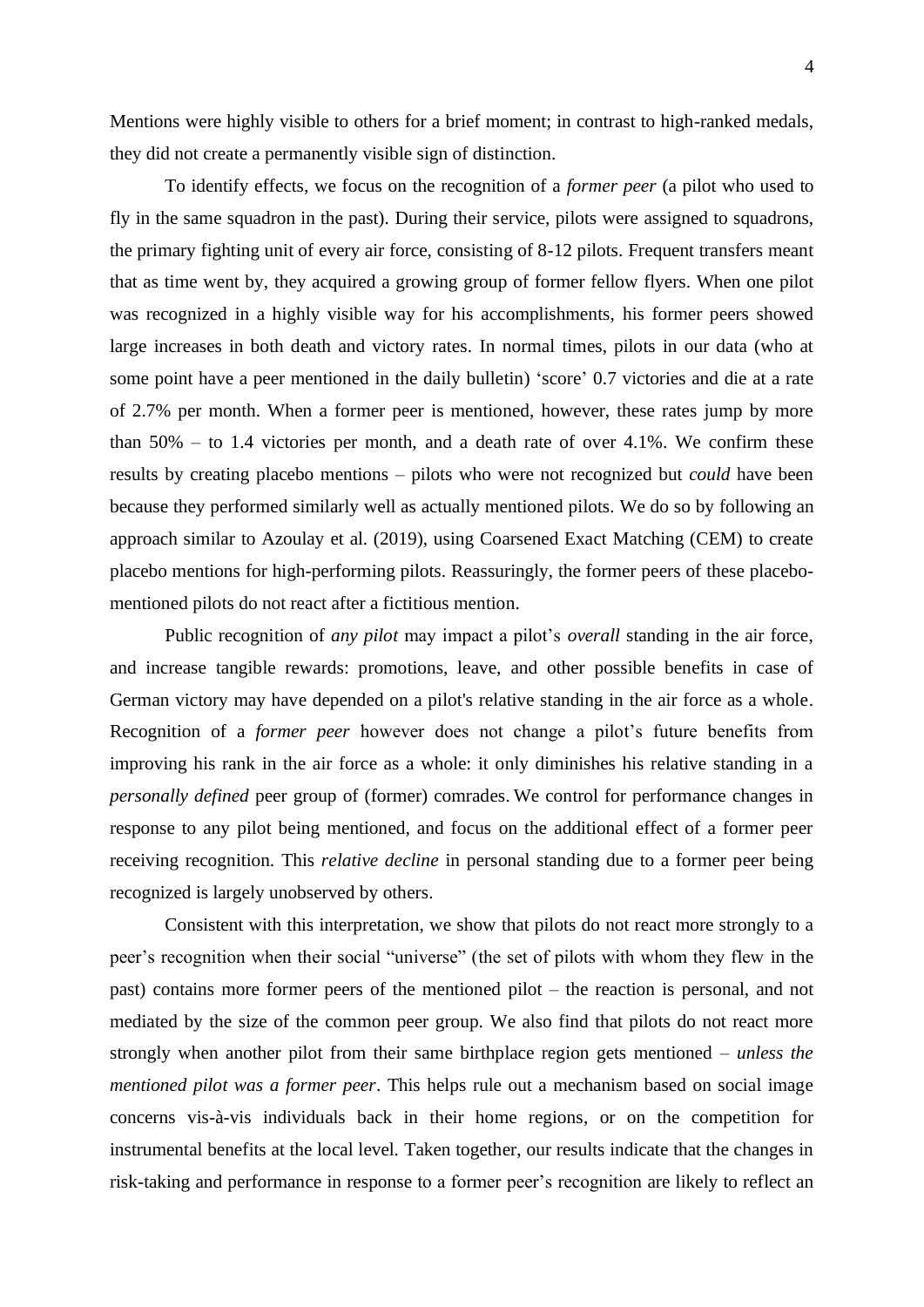Mentions were highly visible to others for a brief moment; in contrast to high-ranked medals, they did not create a permanently visible sign of distinction.

To identify effects, we focus on the recognition of a *former peer* (a pilot who used to fly in the same squadron in the past). During their service, pilots were assigned to squadrons, the primary fighting unit of every air force, consisting of 8-12 pilots. Frequent transfers meant that as time went by, they acquired a growing group of former fellow flyers. When one pilot was recognized in a highly visible way for his accomplishments, his former peers showed large increases in both death and victory rates. In normal times, pilots in our data (who at some point have a peer mentioned in the daily bulletin) 'score' 0.7 victories and die at a rate of 2.7% per month. When a former peer is mentioned, however, these rates jump by more than 50% – to 1.4 victories per month, and a death rate of over 4.1%. We confirm these results by creating placebo mentions – pilots who were not recognized but *could* have been because they performed similarly well as actually mentioned pilots. We do so by following an approach similar to Azoulay et al. (2019), using Coarsened Exact Matching (CEM) to create placebo mentions for high-performing pilots. Reassuringly, the former peers of these placebo-mentioned pilots do not react after a fictitious mention.

Public recognition of *any pilot* may impact a pilot's *overall* standing in the air force, and increase tangible rewards: promotions, leave, and other possible benefits in case of German victory may have depended on a pilot's relative standing in the air force as a whole. Recognition of a *former peer* however does not change a pilot's future benefits from improving his rank in the air force as a whole: it only diminishes his relative standing in a *personally defined* peer group of (former) comrades. We control for performance changes in response to any pilot being mentioned, and focus on the additional effect of a former peer receiving recognition. This *relative decline* in personal standing due to a former peer being recognized is largely unobserved by others.

Consistent with this interpretation, we show that pilots do not react more strongly to a peer's recognition when their social "universe" (the set of pilots with whom they flew in the past) contains more former peers of the mentioned pilot – the reaction is personal, and not mediated by the size of the common peer group. We also find that pilots do not react more strongly when another pilot from their same birthplace region gets mentioned – *unless the mentioned pilot was a former peer*. This helps rule out a mechanism based on social image concerns vis-à-vis individuals back in their home regions, or on the competition for instrumental benefits at the local level. Taken together, our results indicate that the changes in risk-taking and performance in response to a former peer's recognition are likely to reflect an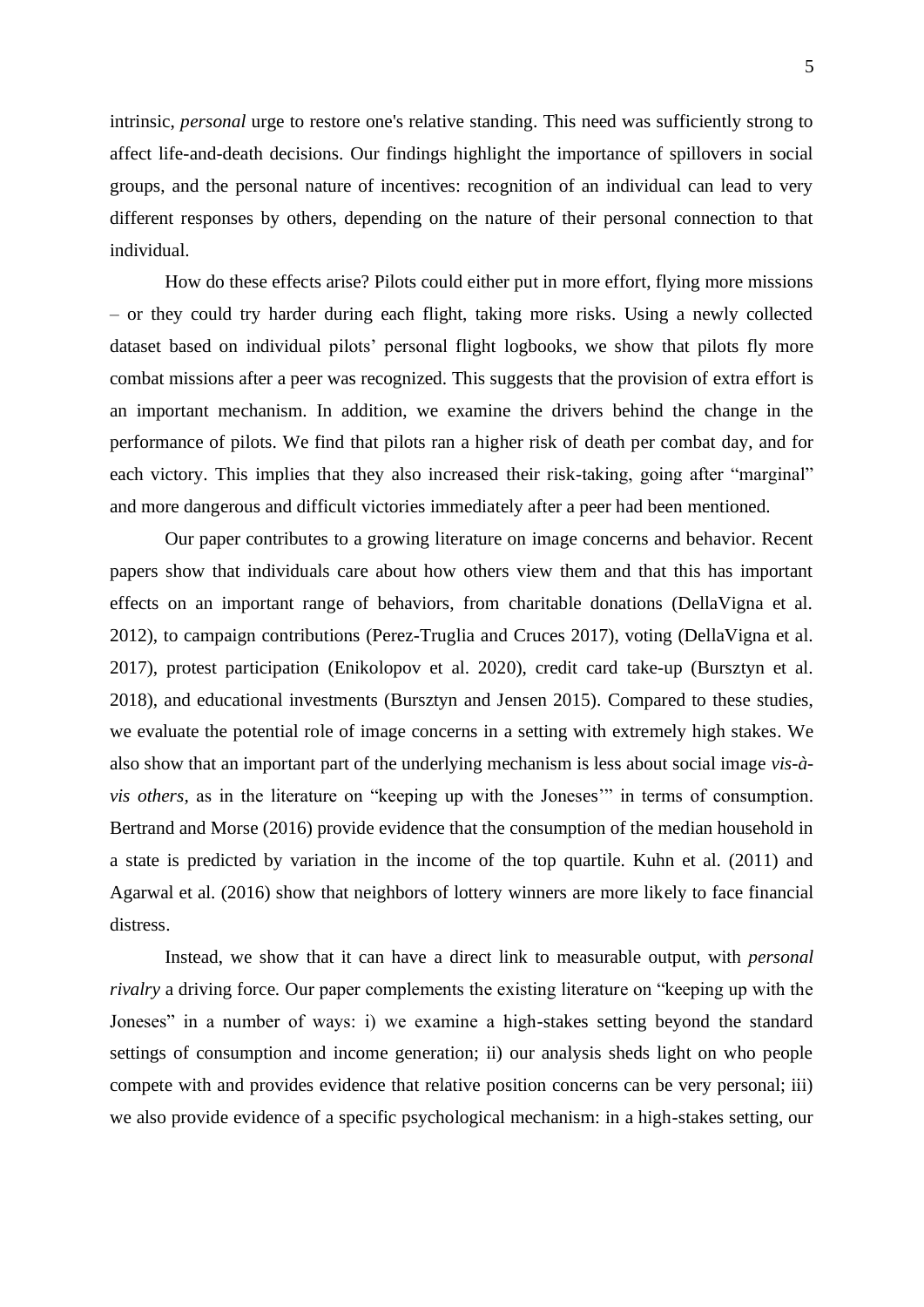intrinsic, *personal* urge to restore one's relative standing. This need was sufficiently strong to affect life-and-death decisions. Our findings highlight the importance of spillovers in social groups, and the personal nature of incentives: recognition of an individual can lead to very different responses by others, depending on the nature of their personal connection to that individual.

How do these effects arise? Pilots could either put in more effort, flying more missions – or they could try harder during each flight, taking more risks. Using a newly collected dataset based on individual pilots' personal flight logbooks, we show that pilots fly more combat missions after a peer was recognized. This suggests that the provision of extra effort is an important mechanism. In addition, we examine the drivers behind the change in the performance of pilots. We find that pilots ran a higher risk of death per combat day, and for each victory. This implies that they also increased their risk-taking, going after "marginal" and more dangerous and difficult victories immediately after a peer had been mentioned.

Our paper contributes to a growing literature on image concerns and behavior. Recent papers show that individuals care about how others view them and that this has important effects on an important range of behaviors, from charitable donations (DellaVigna et al. 2012), to campaign contributions (Perez-Truglia and Cruces 2017), voting (DellaVigna et al. 2017), protest participation (Enikolopov et al. 2020), credit card take-up (Bursztyn et al. 2018), and educational investments (Bursztyn and Jensen 2015). Compared to these studies, we evaluate the potential role of image concerns in a setting with extremely high stakes. We also show that an important part of the underlying mechanism is less about social image *vis-à-vis others*, as in the literature on "keeping up with the Joneses'" in terms of consumption. Bertrand and Morse (2016) provide evidence that the consumption of the median household in a state is predicted by variation in the income of the top quartile. Kuhn et al. (2011) and Agarwal et al. (2016) show that neighbors of lottery winners are more likely to face financial distress.

Instead, we show that it can have a direct link to measurable output, with *personal rivalry* a driving force. Our paper complements the existing literature on "keeping up with the Joneses" in a number of ways: i) we examine a high-stakes setting beyond the standard settings of consumption and income generation; ii) our analysis sheds light on who people compete with and provides evidence that relative position concerns can be very personal; iii) we also provide evidence of a specific psychological mechanism: in a high-stakes setting, our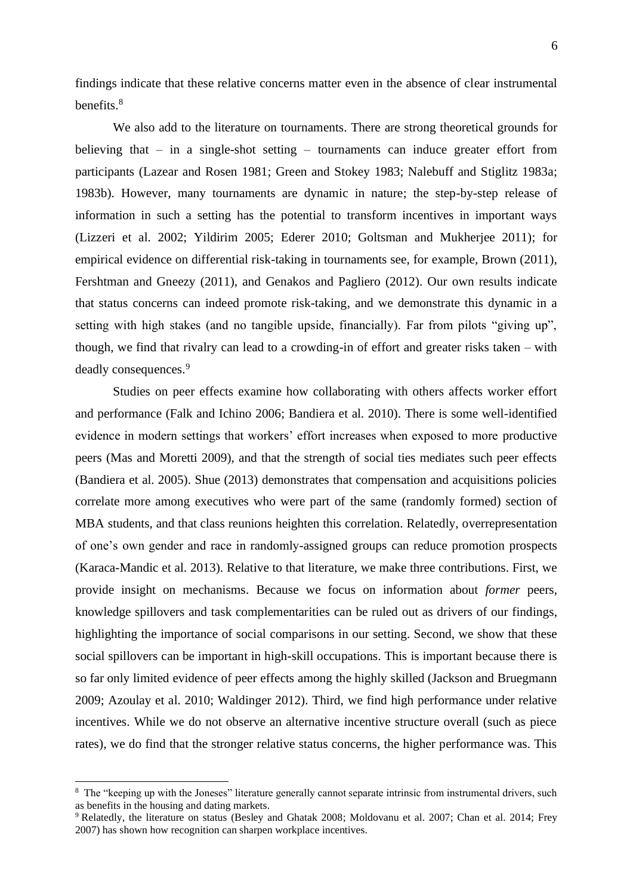findings indicate that these relative concerns matter even in the absence of clear instrumental benefits.[8]

We also add to the literature on tournaments. There are strong theoretical grounds for believing that – in a single-shot setting – tournaments can induce greater effort from participants (Lazear and Rosen 1981; Green and Stokey 1983; Nalebuff and Stiglitz 1983a; 1983b). However, many tournaments are dynamic in nature; the step-by-step release of information in such a setting has the potential to transform incentives in important ways (Lizzeri et al. 2002; Yildirim 2005; Ederer 2010; Goltsman and Mukherjee 2011); for empirical evidence on differential risk-taking in tournaments see, for example, Brown (2011), Fershtman and Gneezy (2011), and Genakos and Pagliero (2012). Our own results indicate that status concerns can indeed promote risk-taking, and we demonstrate this dynamic in a setting with high stakes (and no tangible upside, financially). Far from pilots "giving up", though, we find that rivalry can lead to a crowding-in of effort and greater risks taken – with deadly consequences.[9]

Studies on peer effects examine how collaborating with others affects worker effort and performance (Falk and Ichino 2006; Bandiera et al. 2010). There is some well-identified evidence in modern settings that workers' effort increases when exposed to more productive peers (Mas and Moretti 2009), and that the strength of social ties mediates such peer effects (Bandiera et al. 2005). Shue (2013) demonstrates that compensation and acquisitions policies correlate more among executives who were part of the same (randomly formed) section of MBA students, and that class reunions heighten this correlation. Relatedly, overrepresentation of one's own gender and race in randomly-assigned groups can reduce promotion prospects (Karaca-Mandic et al. 2013). Relative to that literature, we make three contributions. First, we provide insight on mechanisms. Because we focus on information about *former* peers, knowledge spillovers and task complementarities can be ruled out as drivers of our findings, highlighting the importance of social comparisons in our setting. Second, we show that these social spillovers can be important in high-skill occupations. This is important because there is so far only limited evidence of peer effects among the highly skilled (Jackson and Bruegmann 2009; Azoulay et al. 2010; Waldinger 2012). Third, we find high performance under relative incentives. While we do not observe an alternative incentive structure overall (such as piece rates), we do find that the stronger relative status concerns, the higher performance was. This

[8] The "keeping up with the Joneses" literature generally cannot separate intrinsic from instrumental drivers, such as benefits in the housing and dating markets.

[9] Relatedly, the literature on status (Besley and Ghatak 2008; Moldovanu et al. 2007; Chan et al. 2014; Frey 2007) has shown how recognition can sharpen workplace incentives.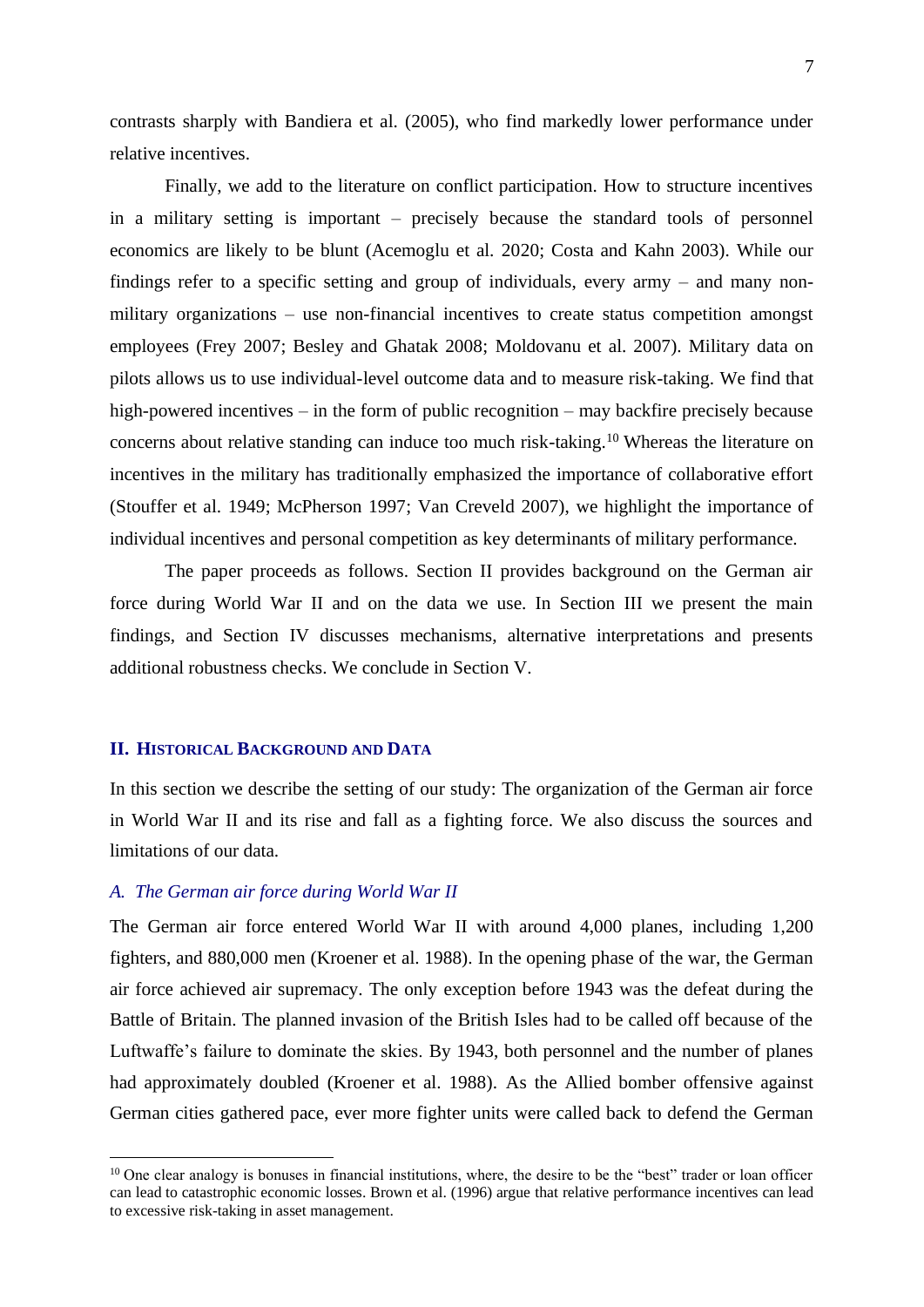contrasts sharply with Bandiera et al. (2005), who find markedly lower performance under relative incentives.

Finally, we add to the literature on conflict participation. How to structure incentives in a military setting is important – precisely because the standard tools of personnel economics are likely to be blunt (Acemoglu et al. 2020; Costa and Kahn 2003). While our findings refer to a specific setting and group of individuals, every army – and many non-military organizations – use non-financial incentives to create status competition amongst employees (Frey 2007; Besley and Ghatak 2008; Moldovanu et al. 2007). Military data on pilots allows us to use individual-level outcome data and to measure risk-taking. We find that high-powered incentives – in the form of public recognition – may backfire precisely because concerns about relative standing can induce too much risk-taking.[10] Whereas the literature on incentives in the military has traditionally emphasized the importance of collaborative effort (Stouffer et al. 1949; McPherson 1997; Van Creveld 2007), we highlight the importance of individual incentives and personal competition as key determinants of military performance.

The paper proceeds as follows. Section II provides background on the German air force during World War II and on the data we use. In Section III we present the main findings, and Section IV discusses mechanisms, alternative interpretations and presents additional robustness checks. We conclude in Section V.

## II. Historical Background and Data

In this section we describe the setting of our study: The organization of the German air force in World War II and its rise and fall as a fighting force. We also discuss the sources and limitations of our data.

### *A. The German air force during World War II*

The German air force entered World War II with around 4,000 planes, including 1,200 fighters, and 880,000 men (Kroener et al. 1988). In the opening phase of the war, the German air force achieved air supremacy. The only exception before 1943 was the defeat during the Battle of Britain. The planned invasion of the British Isles had to be called off because of the Luftwaffe's failure to dominate the skies. By 1943, both personnel and the number of planes had approximately doubled (Kroener et al. 1988). As the Allied bomber offensive against German cities gathered pace, ever more fighter units were called back to defend the German

[10] One clear analogy is bonuses in financial institutions, where, the desire to be the "best" trader or loan officer can lead to catastrophic economic losses. Brown et al. (1996) argue that relative performance incentives can lead to excessive risk-taking in asset management.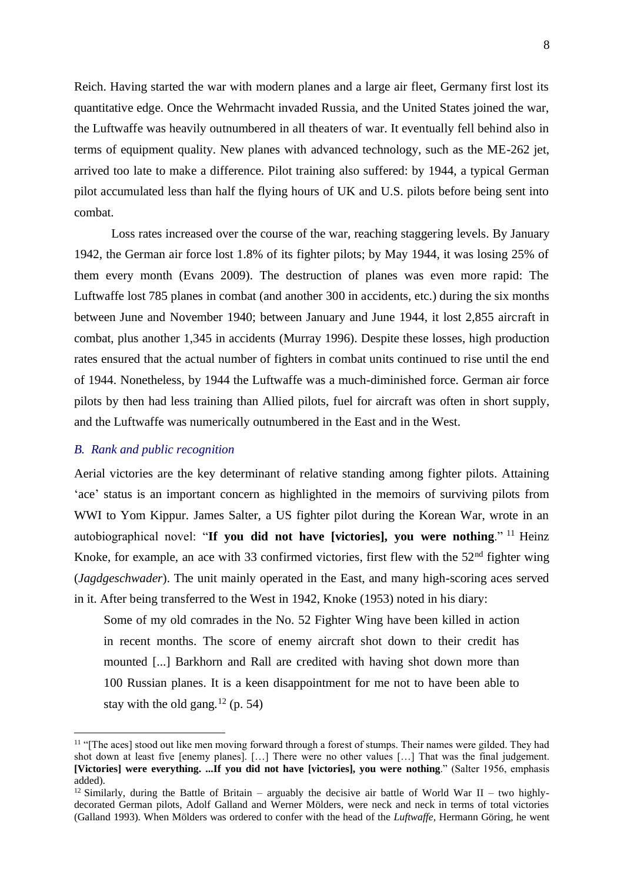Reich. Having started the war with modern planes and a large air fleet, Germany first lost its quantitative edge. Once the Wehrmacht invaded Russia, and the United States joined the war, the Luftwaffe was heavily outnumbered in all theaters of war. It eventually fell behind also in terms of equipment quality. New planes with advanced technology, such as the ME-262 jet, arrived too late to make a difference. Pilot training also suffered: by 1944, a typical German pilot accumulated less than half the flying hours of UK and U.S. pilots before being sent into combat.

Loss rates increased over the course of the war, reaching staggering levels. By January 1942, the German air force lost 1.8% of its fighter pilots; by May 1944, it was losing 25% of them every month (Evans 2009). The destruction of planes was even more rapid: The Luftwaffe lost 785 planes in combat (and another 300 in accidents, etc.) during the six months between June and November 1940; between January and June 1944, it lost 2,855 aircraft in combat, plus another 1,345 in accidents (Murray 1996). Despite these losses, high production rates ensured that the actual number of fighters in combat units continued to rise until the end of 1944. Nonetheless, by 1944 the Luftwaffe was a much-diminished force. German air force pilots by then had less training than Allied pilots, fuel for aircraft was often in short supply, and the Luftwaffe was numerically outnumbered in the East and in the West.

### *B. Rank and public recognition*

Aerial victories are the key determinant of relative standing among fighter pilots. Attaining 'ace' status is an important concern as highlighted in the memoirs of surviving pilots from WWI to Yom Kippur. James Salter, a US fighter pilot during the Korean War, wrote in an autobiographical novel: "**If you did not have [victories], you were nothing**."[11] Heinz Knoke, for example, an ace with 33 confirmed victories, first flew with the 52nd fighter wing (*Jagdgeschwader*). The unit mainly operated in the East, and many high-scoring aces served in it. After being transferred to the West in 1942, Knoke (1953) noted in his diary:

> Some of my old comrades in the No. 52 Fighter Wing have been killed in action in recent months. The score of enemy aircraft shot down to their credit has mounted [...] Barkhorn and Rall are credited with having shot down more than 100 Russian planes. It is a keen disappointment for me not to have been able to stay with the old gang.[12] (p. 54)

---

[11] "[The aces] stood out like men moving forward through a forest of stumps. Their names were gilded. They had shot down at least five [enemy planes]. […] There were no other values […] That was the final judgement. **[Victories] were everything. ...If you did not have [victories], you were nothing**." (Salter 1956, emphasis added).

[12] Similarly, during the Battle of Britain – arguably the decisive air battle of World War II – two highly-decorated German pilots, Adolf Galland and Werner Mölders, were neck and neck in terms of total victories (Galland 1993). When Mölders was ordered to confer with the head of the *Luftwaffe*, Hermann Göring, he went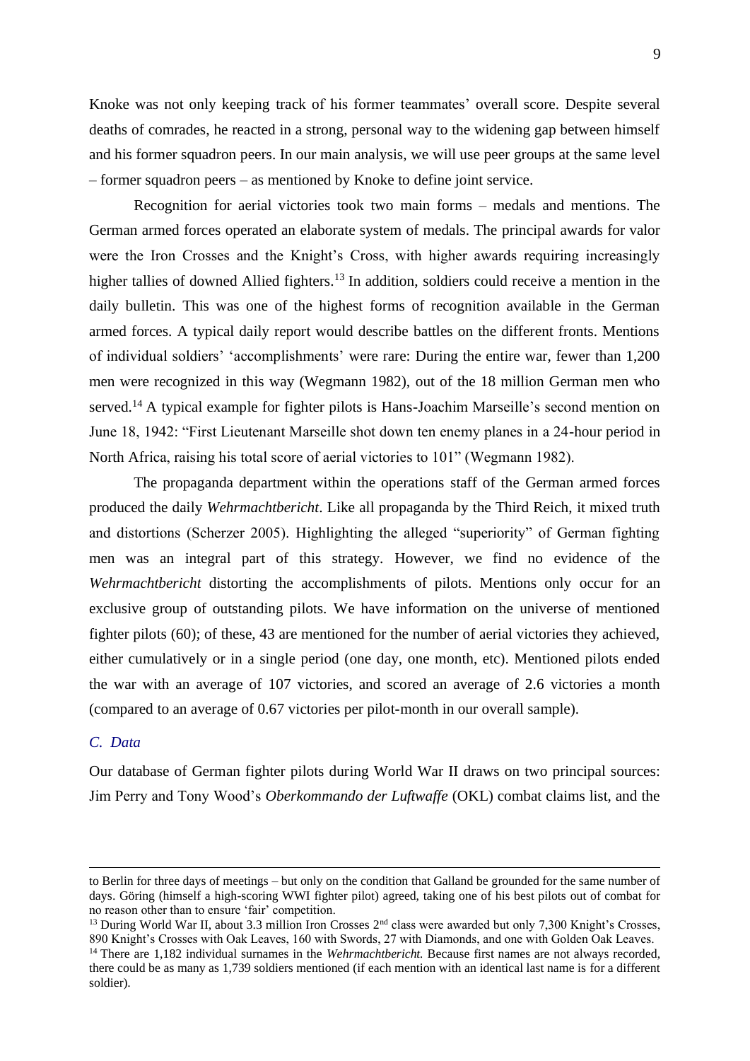Knoke was not only keeping track of his former teammates' overall score. Despite several deaths of comrades, he reacted in a strong, personal way to the widening gap between himself and his former squadron peers. In our main analysis, we will use peer groups at the same level – former squadron peers – as mentioned by Knoke to define joint service.

Recognition for aerial victories took two main forms – medals and mentions. The German armed forces operated an elaborate system of medals. The principal awards for valor were the Iron Crosses and the Knight's Cross, with higher awards requiring increasingly higher tallies of downed Allied fighters.[13] In addition, soldiers could receive a mention in the daily bulletin. This was one of the highest forms of recognition available in the German armed forces. A typical daily report would describe battles on the different fronts. Mentions of individual soldiers' 'accomplishments' were rare: During the entire war, fewer than 1,200 men were recognized in this way (Wegmann 1982), out of the 18 million German men who served.[14] A typical example for fighter pilots is Hans-Joachim Marseille's second mention on June 18, 1942: "First Lieutenant Marseille shot down ten enemy planes in a 24-hour period in North Africa, raising his total score of aerial victories to 101" (Wegmann 1982).

The propaganda department within the operations staff of the German armed forces produced the daily *Wehrmachtbericht*. Like all propaganda by the Third Reich, it mixed truth and distortions (Scherzer 2005). Highlighting the alleged "superiority" of German fighting men was an integral part of this strategy. However, we find no evidence of the *Wehrmachtbericht* distorting the accomplishments of pilots. Mentions only occur for an exclusive group of outstanding pilots. We have information on the universe of mentioned fighter pilots (60); of these, 43 are mentioned for the number of aerial victories they achieved, either cumulatively or in a single period (one day, one month, etc). Mentioned pilots ended the war with an average of 107 victories, and scored an average of 2.6 victories a month (compared to an average of 0.67 victories per pilot-month in our overall sample).

### *C. Data*

Our database of German fighter pilots during World War II draws on two principal sources: Jim Perry and Tony Wood's *Oberkommando der Luftwaffe* (OKL) combat claims list, and the

---

to Berlin for three days of meetings – but only on the condition that Galland be grounded for the same number of days. Göring (himself a high-scoring WWI fighter pilot) agreed, taking one of his best pilots out of combat for no reason other than to ensure 'fair' competition.

[13] During World War II, about 3.3 million Iron Crosses 2nd class were awarded but only 7,300 Knight's Crosses, 890 Knight's Crosses with Oak Leaves, 160 with Swords, 27 with Diamonds, and one with Golden Oak Leaves.

[14] There are 1,182 individual surnames in the *Wehrmachtbericht.* Because first names are not always recorded, there could be as many as 1,739 soldiers mentioned (if each mention with an identical last name is for a different soldier).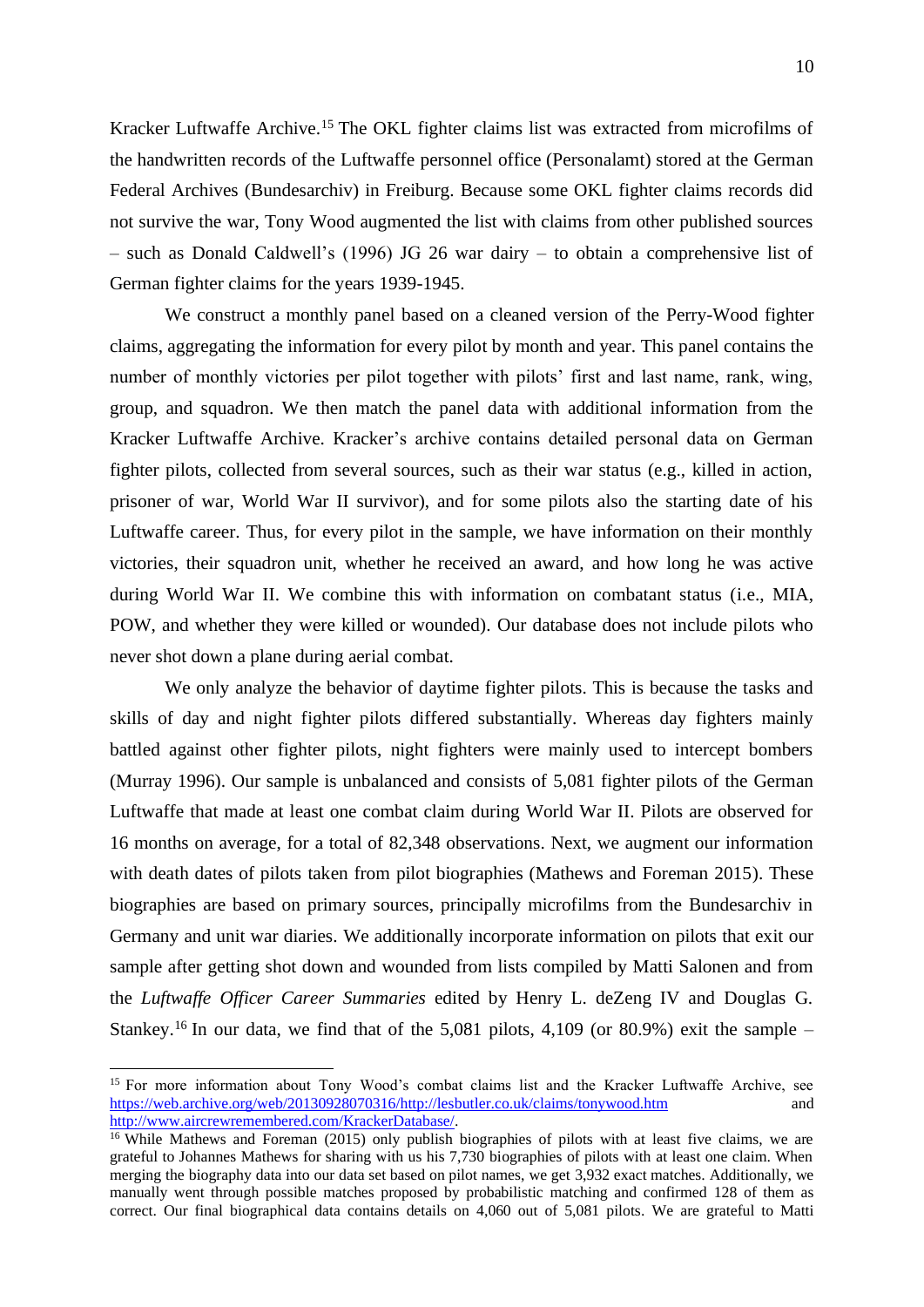Kracker Luftwaffe Archive.[15] The OKL fighter claims list was extracted from microfilms of the handwritten records of the Luftwaffe personnel office (Personalamt) stored at the German Federal Archives (Bundesarchiv) in Freiburg. Because some OKL fighter claims records did not survive the war, Tony Wood augmented the list with claims from other published sources – such as Donald Caldwell's (1996) JG 26 war dairy – to obtain a comprehensive list of German fighter claims for the years 1939-1945.

We construct a monthly panel based on a cleaned version of the Perry-Wood fighter claims, aggregating the information for every pilot by month and year. This panel contains the number of monthly victories per pilot together with pilots' first and last name, rank, wing, group, and squadron. We then match the panel data with additional information from the Kracker Luftwaffe Archive. Kracker's archive contains detailed personal data on German fighter pilots, collected from several sources, such as their war status (e.g., killed in action, prisoner of war, World War II survivor), and for some pilots also the starting date of his Luftwaffe career. Thus, for every pilot in the sample, we have information on their monthly victories, their squadron unit, whether he received an award, and how long he was active during World War II. We combine this with information on combatant status (i.e., MIA, POW, and whether they were killed or wounded). Our database does not include pilots who never shot down a plane during aerial combat.

We only analyze the behavior of daytime fighter pilots. This is because the tasks and skills of day and night fighter pilots differed substantially. Whereas day fighters mainly battled against other fighter pilots, night fighters were mainly used to intercept bombers (Murray 1996). Our sample is unbalanced and consists of 5,081 fighter pilots of the German Luftwaffe that made at least one combat claim during World War II. Pilots are observed for 16 months on average, for a total of 82,348 observations. Next, we augment our information with death dates of pilots taken from pilot biographies (Mathews and Foreman 2015). These biographies are based on primary sources, principally microfilms from the Bundesarchiv in Germany and unit war diaries. We additionally incorporate information on pilots that exit our sample after getting shot down and wounded from lists compiled by Matti Salonen and from the *Luftwaffe Officer Career Summaries* edited by Henry L. deZeng IV and Douglas G. Stankey.[16] In our data, we find that of the 5,081 pilots, 4,109 (or 80.9%) exit the sample –

---

[15] For more information about Tony Wood's combat claims list and the Kracker Luftwaffe Archive, see https://web.archive.org/web/20130928070316/http://lesbutler.co.uk/claims/tonywood.htm and http://www.aircrewremembered.com/KrackerDatabase/.

[16] While Mathews and Foreman (2015) only publish biographies of pilots with at least five claims, we are grateful to Johannes Mathews for sharing with us his 7,730 biographies of pilots with at least one claim. When merging the biography data into our data set based on pilot names, we get 3,932 exact matches. Additionally, we manually went through possible matches proposed by probabilistic matching and confirmed 128 of them as correct. Our final biographical data contains details on 4,060 out of 5,081 pilots. We are grateful to Matti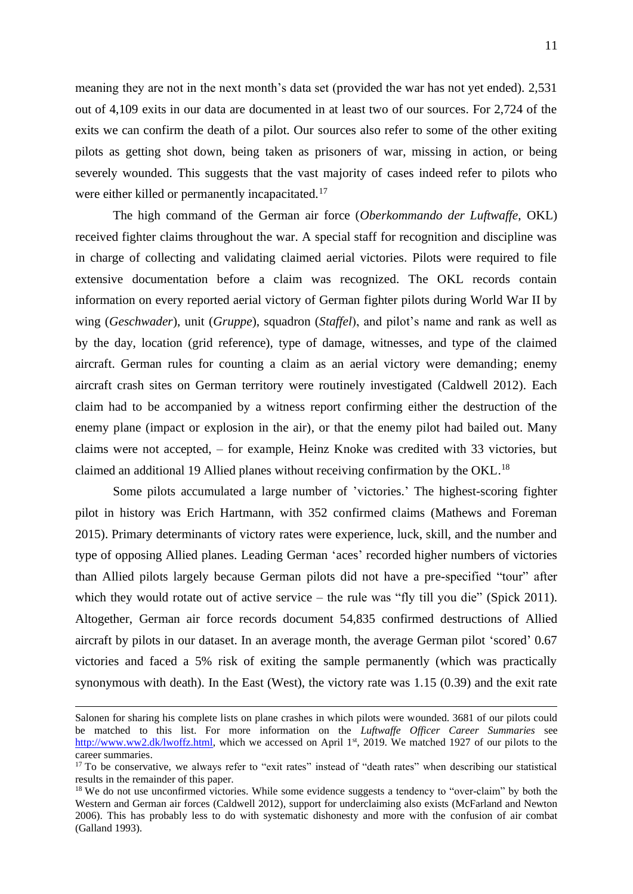meaning they are not in the next month's data set (provided the war has not yet ended). 2,531 out of 4,109 exits in our data are documented in at least two of our sources. For 2,724 of the exits we can confirm the death of a pilot. Our sources also refer to some of the other exiting pilots as getting shot down, being taken as prisoners of war, missing in action, or being severely wounded. This suggests that the vast majority of cases indeed refer to pilots who were either killed or permanently incapacitated.[17]

The high command of the German air force (*Oberkommando der Luftwaffe*, OKL) received fighter claims throughout the war. A special staff for recognition and discipline was in charge of collecting and validating claimed aerial victories. Pilots were required to file extensive documentation before a claim was recognized. The OKL records contain information on every reported aerial victory of German fighter pilots during World War II by wing (*Geschwader*), unit (*Gruppe*), squadron (*Staffel*), and pilot's name and rank as well as by the day, location (grid reference), type of damage, witnesses, and type of the claimed aircraft. German rules for counting a claim as an aerial victory were demanding; enemy aircraft crash sites on German territory were routinely investigated (Caldwell 2012). Each claim had to be accompanied by a witness report confirming either the destruction of the enemy plane (impact or explosion in the air), or that the enemy pilot had bailed out. Many claims were not accepted, – for example, Heinz Knoke was credited with 33 victories, but claimed an additional 19 Allied planes without receiving confirmation by the OKL.[18]

Some pilots accumulated a large number of 'victories.' The highest-scoring fighter pilot in history was Erich Hartmann, with 352 confirmed claims (Mathews and Foreman 2015). Primary determinants of victory rates were experience, luck, skill, and the number and type of opposing Allied planes. Leading German 'aces' recorded higher numbers of victories than Allied pilots largely because German pilots did not have a pre-specified "tour" after which they would rotate out of active service – the rule was "fly till you die" (Spick 2011). Altogether, German air force records document 54,835 confirmed destructions of Allied aircraft by pilots in our dataset. In an average month, the average German pilot 'scored' 0.67 victories and faced a 5% risk of exiting the sample permanently (which was practically synonymous with death). In the East (West), the victory rate was 1.15 (0.39) and the exit rate

---

Salonen for sharing his complete lists on plane crashes in which pilots were wounded. 3681 of our pilots could be matched to this list. For more information on the *Luftwaffe Officer Career Summaries* see http://www.ww2.dk/lwoffz.html, which we accessed on April 1st, 2019. We matched 1927 of our pilots to the career summaries.

[17] To be conservative, we always refer to "exit rates" instead of "death rates" when describing our statistical results in the remainder of this paper.

[18] We do not use unconfirmed victories. While some evidence suggests a tendency to "over-claim" by both the Western and German air forces (Caldwell 2012), support for underclaiming also exists (McFarland and Newton 2006). This has probably less to do with systematic dishonesty and more with the confusion of air combat (Galland 1993).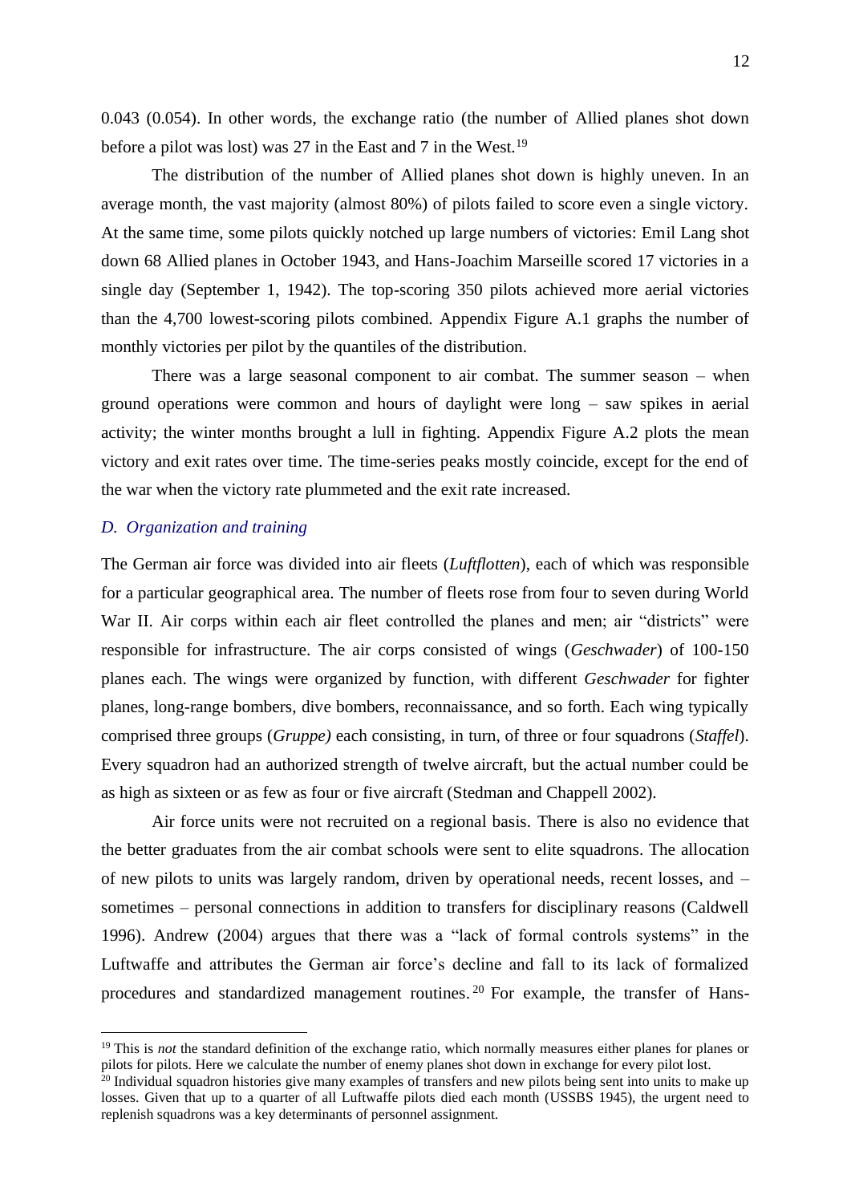0.043 (0.054). In other words, the exchange ratio (the number of Allied planes shot down before a pilot was lost) was 27 in the East and 7 in the West.[19]

The distribution of the number of Allied planes shot down is highly uneven. In an average month, the vast majority (almost 80%) of pilots failed to score even a single victory. At the same time, some pilots quickly notched up large numbers of victories: Emil Lang shot down 68 Allied planes in October 1943, and Hans-Joachim Marseille scored 17 victories in a single day (September 1, 1942). The top-scoring 350 pilots achieved more aerial victories than the 4,700 lowest-scoring pilots combined. Appendix Figure A.1 graphs the number of monthly victories per pilot by the quantiles of the distribution.

There was a large seasonal component to air combat. The summer season – when ground operations were common and hours of daylight were long – saw spikes in aerial activity; the winter months brought a lull in fighting. Appendix Figure A.2 plots the mean victory and exit rates over time. The time-series peaks mostly coincide, except for the end of the war when the victory rate plummeted and the exit rate increased.

### *D. Organization and training*

The German air force was divided into air fleets (*Luftflotten*), each of which was responsible for a particular geographical area. The number of fleets rose from four to seven during World War II. Air corps within each air fleet controlled the planes and men; air "districts" were responsible for infrastructure. The air corps consisted of wings (*Geschwader*) of 100-150 planes each. The wings were organized by function, with different *Geschwader* for fighter planes, long-range bombers, dive bombers, reconnaissance, and so forth. Each wing typically comprised three groups (*Gruppe)* each consisting, in turn, of three or four squadrons (*Staffel*). Every squadron had an authorized strength of twelve aircraft, but the actual number could be as high as sixteen or as few as four or five aircraft (Stedman and Chappell 2002).

Air force units were not recruited on a regional basis. There is also no evidence that the better graduates from the air combat schools were sent to elite squadrons. The allocation of new pilots to units was largely random, driven by operational needs, recent losses, and – sometimes – personal connections in addition to transfers for disciplinary reasons (Caldwell 1996). Andrew (2004) argues that there was a "lack of formal controls systems" in the Luftwaffe and attributes the German air force's decline and fall to its lack of formalized procedures and standardized management routines.[20] For example, the transfer of Hans-

---

[19] This is *not* the standard definition of the exchange ratio, which normally measures either planes for planes or pilots for pilots. Here we calculate the number of enemy planes shot down in exchange for every pilot lost.

[20] Individual squadron histories give many examples of transfers and new pilots being sent into units to make up losses. Given that up to a quarter of all Luftwaffe pilots died each month (USSBS 1945), the urgent need to replenish squadrons was a key determinants of personnel assignment.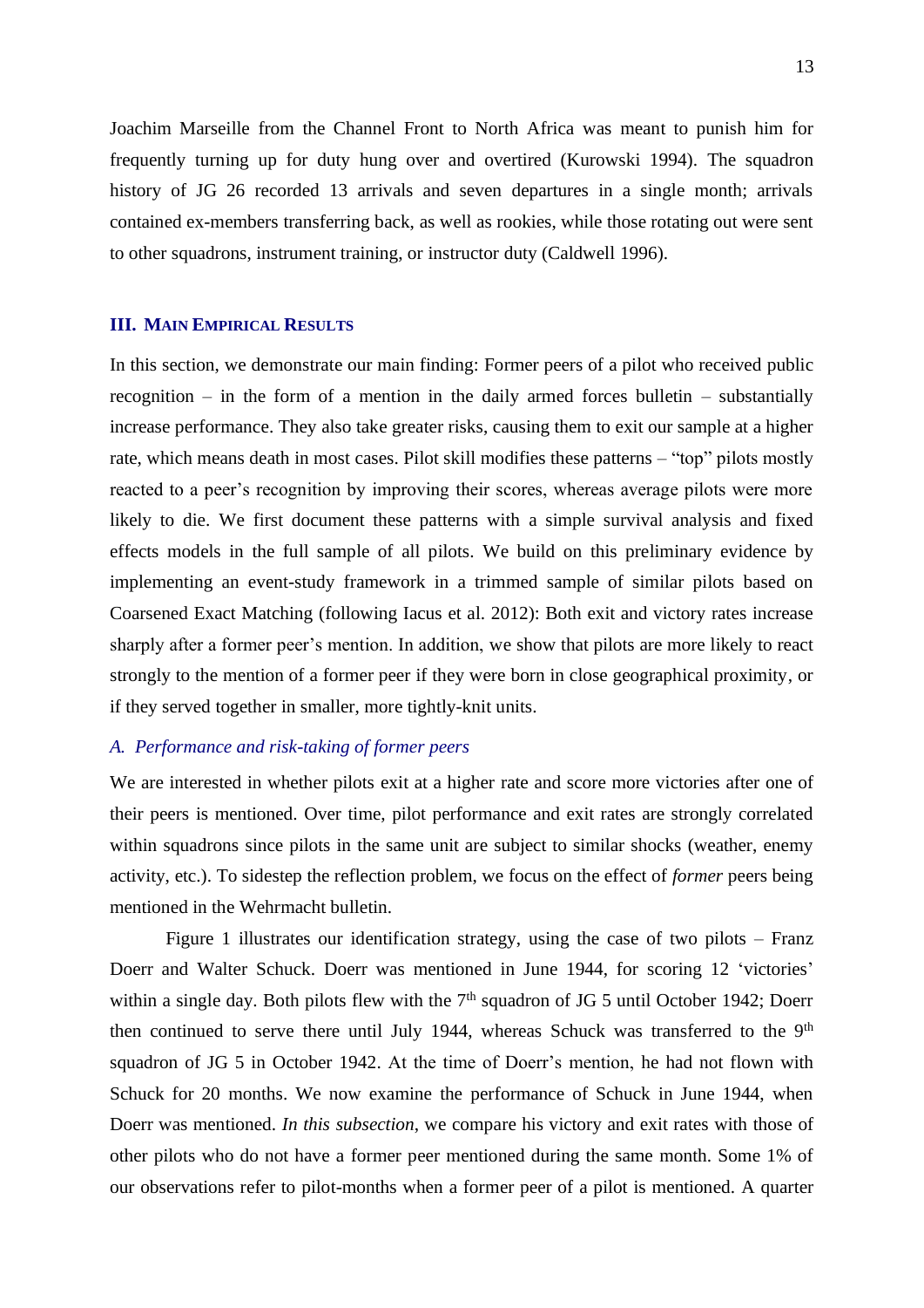Joachim Marseille from the Channel Front to North Africa was meant to punish him for frequently turning up for duty hung over and overtired (Kurowski 1994). The squadron history of JG 26 recorded 13 arrivals and seven departures in a single month; arrivals contained ex-members transferring back, as well as rookies, while those rotating out were sent to other squadrons, instrument training, or instructor duty (Caldwell 1996).

## III. Main Empirical Results

In this section, we demonstrate our main finding: Former peers of a pilot who received public recognition – in the form of a mention in the daily armed forces bulletin – substantially increase performance. They also take greater risks, causing them to exit our sample at a higher rate, which means death in most cases. Pilot skill modifies these patterns – "top" pilots mostly reacted to a peer's recognition by improving their scores, whereas average pilots were more likely to die. We first document these patterns with a simple survival analysis and fixed effects models in the full sample of all pilots. We build on this preliminary evidence by implementing an event-study framework in a trimmed sample of similar pilots based on Coarsened Exact Matching (following Iacus et al. 2012): Both exit and victory rates increase sharply after a former peer's mention. In addition, we show that pilots are more likely to react strongly to the mention of a former peer if they were born in close geographical proximity, or if they served together in smaller, more tightly-knit units.

### A. Performance and risk-taking of former peers

We are interested in whether pilots exit at a higher rate and score more victories after one of their peers is mentioned. Over time, pilot performance and exit rates are strongly correlated within squadrons since pilots in the same unit are subject to similar shocks (weather, enemy activity, etc.). To sidestep the reflection problem, we focus on the effect of *former* peers being mentioned in the Wehrmacht bulletin.

Figure 1 illustrates our identification strategy, using the case of two pilots – Franz Doerr and Walter Schuck. Doerr was mentioned in June 1944, for scoring 12 'victories' within a single day. Both pilots flew with the 7th squadron of JG 5 until October 1942; Doerr then continued to serve there until July 1944, whereas Schuck was transferred to the 9th squadron of JG 5 in October 1942. At the time of Doerr's mention, he had not flown with Schuck for 20 months. We now examine the performance of Schuck in June 1944, when Doerr was mentioned. *In this subsection*, we compare his victory and exit rates with those of other pilots who do not have a former peer mentioned during the same month. Some 1% of our observations refer to pilot-months when a former peer of a pilot is mentioned. A quarter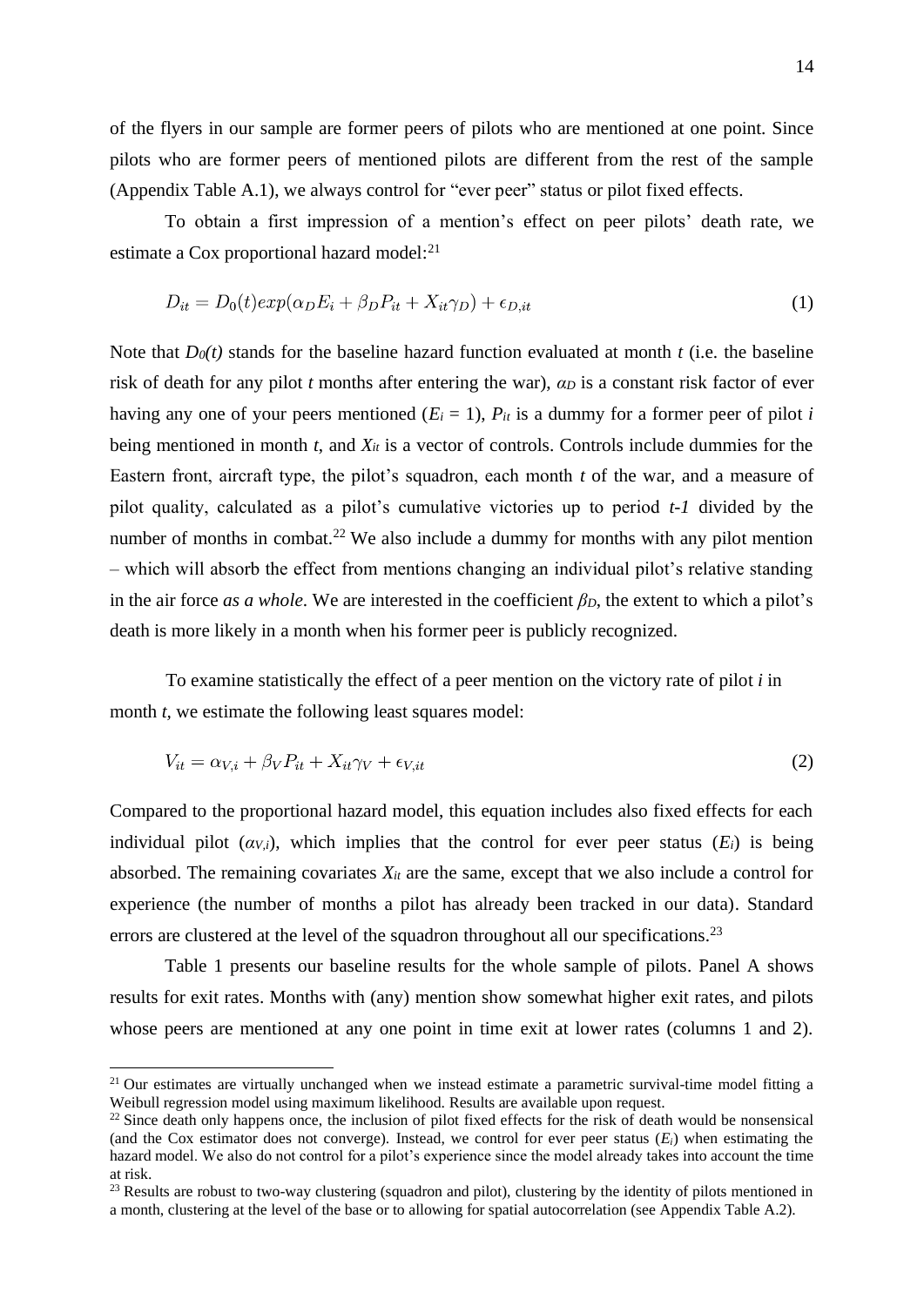of the flyers in our sample are former peers of pilots who are mentioned at one point. Since pilots who are former peers of mentioned pilots are different from the rest of the sample (Appendix Table A.1), we always control for "ever peer" status or pilot fixed effects.

To obtain a first impression of a mention's effect on peer pilots' death rate, we estimate a Cox proportional hazard model:[21]

$$D_{it} = D_0(t) exp(\alpha_D E_i + \beta_D P_{it} + X_{it}\gamma_D) + \epsilon_{D,it} \tag{1}$$

Note that $D_0(t)$ stands for the baseline hazard function evaluated at month $t$ (i.e. the baseline risk of death for any pilot $t$ months after entering the war), $\alpha_D$ is a constant risk factor of ever having any one of your peers mentioned ($E_i = 1$), $P_{it}$ is a dummy for a former peer of pilot $i$ being mentioned in month $t$, and $X_{it}$ is a vector of controls. Controls include dummies for the Eastern front, aircraft type, the pilot's squadron, each month $t$ of the war, and a measure of pilot quality, calculated as a pilot's cumulative victories up to period $t-1$ divided by the number of months in combat.[22] We also include a dummy for months with any pilot mention – which will absorb the effect from mentions changing an individual pilot's relative standing in the air force *as a whole*. We are interested in the coefficient $\beta_D$, the extent to which a pilot's death is more likely in a month when his former peer is publicly recognized.

To examine statistically the effect of a peer mention on the victory rate of pilot $i$ in month $t$, we estimate the following least squares model:

$$V_{it} = \alpha_{V,i} + \beta_V P_{it} + X_{it}\gamma_V + \epsilon_{V,it} \tag{2}$$

Compared to the proportional hazard model, this equation includes also fixed effects for each individual pilot ($\alpha_{V,i}$), which implies that the control for ever peer status ($E_i$) is being absorbed. The remaining covariates $X_{it}$ are the same, except that we also include a control for experience (the number of months a pilot has already been tracked in our data). Standard errors are clustered at the level of the squadron throughout all our specifications.[23]

Table 1 presents our baseline results for the whole sample of pilots. Panel A shows results for exit rates. Months with (any) mention show somewhat higher exit rates, and pilots whose peers are mentioned at any one point in time exit at lower rates (columns 1 and 2).

---

[21] Our estimates are virtually unchanged when we instead estimate a parametric survival-time model fitting a Weibull regression model using maximum likelihood. Results are available upon request.

[22] Since death only happens once, the inclusion of pilot fixed effects for the risk of death would be nonsensical (and the Cox estimator does not converge). Instead, we control for ever peer status ($E_i$) when estimating the hazard model. We also do not control for a pilot's experience since the model already takes into account the time at risk.

[23] Results are robust to two-way clustering (squadron and pilot), clustering by the identity of pilots mentioned in a month, clustering at the level of the base or to allowing for spatial autocorrelation (see Appendix Table A.2).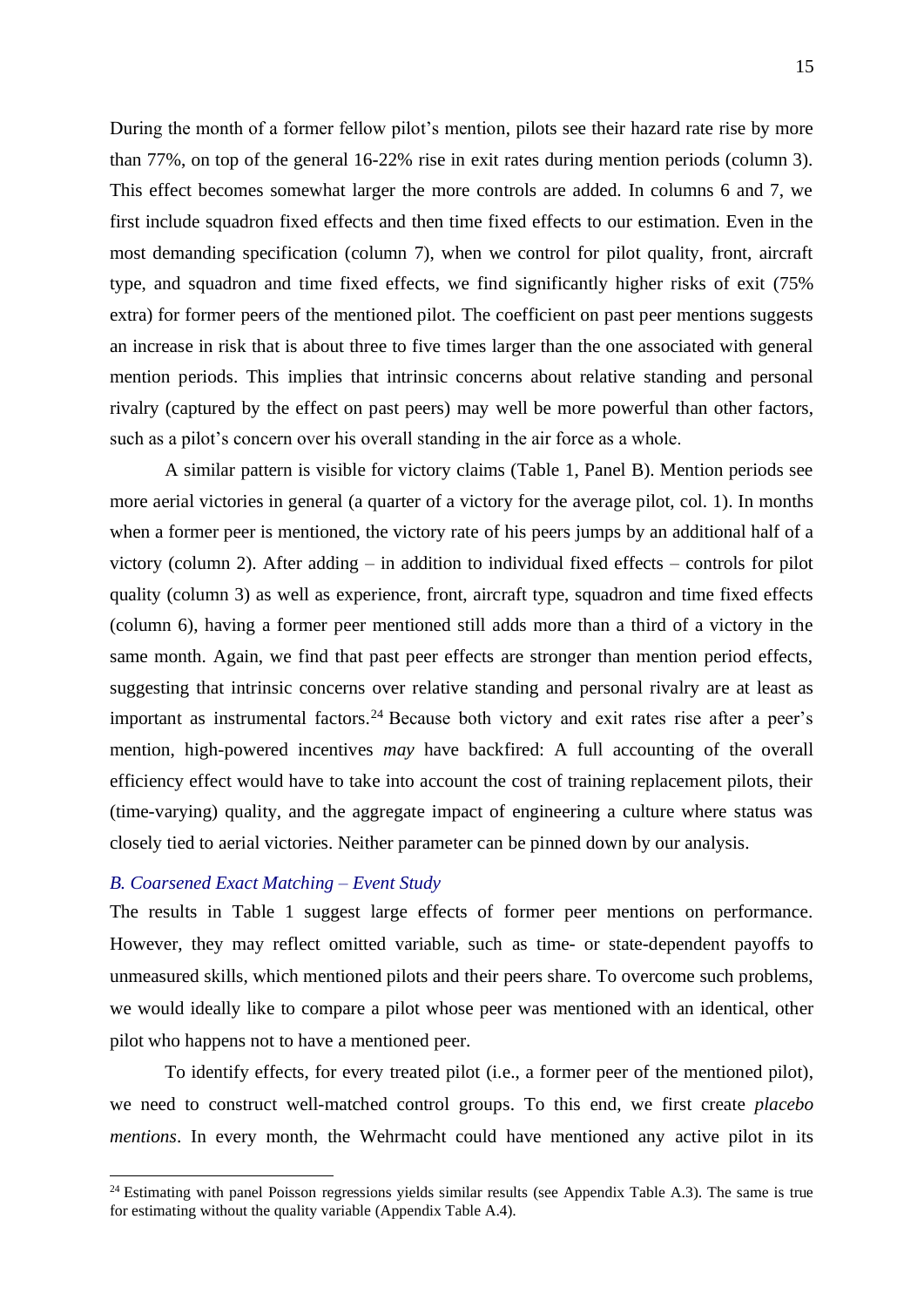During the month of a former fellow pilot's mention, pilots see their hazard rate rise by more than 77%, on top of the general 16-22% rise in exit rates during mention periods (column 3). This effect becomes somewhat larger the more controls are added. In columns 6 and 7, we first include squadron fixed effects and then time fixed effects to our estimation. Even in the most demanding specification (column 7), when we control for pilot quality, front, aircraft type, and squadron and time fixed effects, we find significantly higher risks of exit (75% extra) for former peers of the mentioned pilot. The coefficient on past peer mentions suggests an increase in risk that is about three to five times larger than the one associated with general mention periods. This implies that intrinsic concerns about relative standing and personal rivalry (captured by the effect on past peers) may well be more powerful than other factors, such as a pilot's concern over his overall standing in the air force as a whole.

A similar pattern is visible for victory claims (Table 1, Panel B). Mention periods see more aerial victories in general (a quarter of a victory for the average pilot, col. 1). In months when a former peer is mentioned, the victory rate of his peers jumps by an additional half of a victory (column 2). After adding – in addition to individual fixed effects – controls for pilot quality (column 3) as well as experience, front, aircraft type, squadron and time fixed effects (column 6), having a former peer mentioned still adds more than a third of a victory in the same month. Again, we find that past peer effects are stronger than mention period effects, suggesting that intrinsic concerns over relative standing and personal rivalry are at least as important as instrumental factors.[24] Because both victory and exit rates rise after a peer's mention, high-powered incentives *may* have backfired: A full accounting of the overall efficiency effect would have to take into account the cost of training replacement pilots, their (time-varying) quality, and the aggregate impact of engineering a culture where status was closely tied to aerial victories. Neither parameter can be pinned down by our analysis.

### *B. Coarsened Exact Matching – Event Study*

The results in Table 1 suggest large effects of former peer mentions on performance. However, they may reflect omitted variable, such as time- or state-dependent payoffs to unmeasured skills, which mentioned pilots and their peers share. To overcome such problems, we would ideally like to compare a pilot whose peer was mentioned with an identical, other pilot who happens not to have a mentioned peer.

To identify effects, for every treated pilot (i.e., a former peer of the mentioned pilot), we need to construct well-matched control groups. To this end, we first create *placebo mentions*. In every month, the Wehrmacht could have mentioned any active pilot in its

[24] Estimating with panel Poisson regressions yields similar results (see Appendix Table A.3). The same is true for estimating without the quality variable (Appendix Table A.4).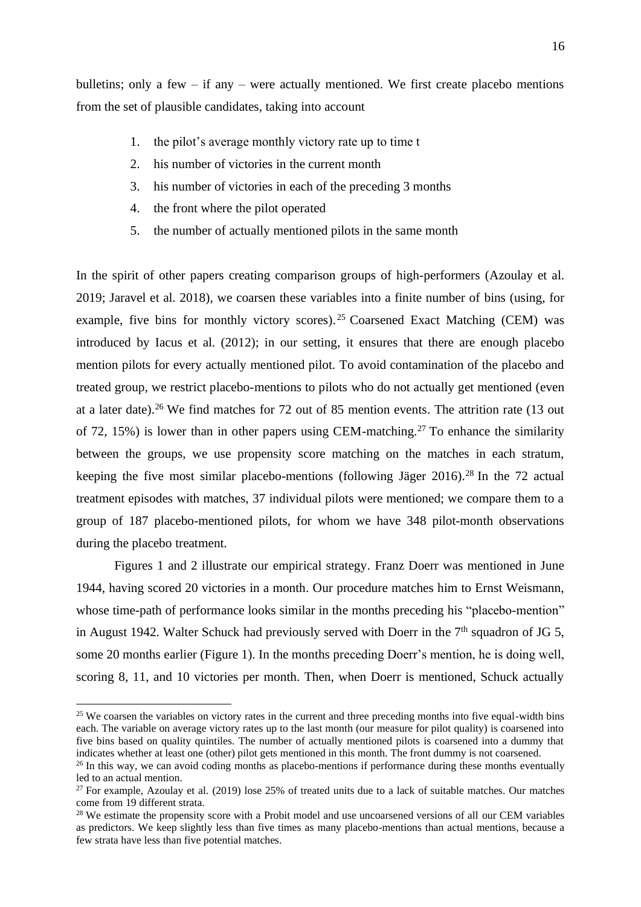bulletins; only a few – if any – were actually mentioned. We first create placebo mentions from the set of plausible candidates, taking into account

1. the pilot's average monthly victory rate up to time t
2. his number of victories in the current month
3. his number of victories in each of the preceding 3 months
4. the front where the pilot operated
5. the number of actually mentioned pilots in the same month

In the spirit of other papers creating comparison groups of high-performers (Azoulay et al. 2019; Jaravel et al. 2018), we coarsen these variables into a finite number of bins (using, for example, five bins for monthly victory scores).[25] Coarsened Exact Matching (CEM) was introduced by Iacus et al. (2012); in our setting, it ensures that there are enough placebo mention pilots for every actually mentioned pilot. To avoid contamination of the placebo and treated group, we restrict placebo-mentions to pilots who do not actually get mentioned (even at a later date).[26] We find matches for 72 out of 85 mention events. The attrition rate (13 out of 72, 15%) is lower than in other papers using CEM-matching.[27] To enhance the similarity between the groups, we use propensity score matching on the matches in each stratum, keeping the five most similar placebo-mentions (following Jäger 2016).[28] In the 72 actual treatment episodes with matches, 37 individual pilots were mentioned; we compare them to a group of 187 placebo-mentioned pilots, for whom we have 348 pilot-month observations during the placebo treatment.

Figures 1 and 2 illustrate our empirical strategy. Franz Doerr was mentioned in June 1944, having scored 20 victories in a month. Our procedure matches him to Ernst Weismann, whose time-path of performance looks similar in the months preceding his "placebo-mention" in August 1942. Walter Schuck had previously served with Doerr in the 7[th] squadron of JG 5, some 20 months earlier (Figure 1). In the months preceding Doerr's mention, he is doing well, scoring 8, 11, and 10 victories per month. Then, when Doerr is mentioned, Schuck actually

[25] We coarsen the variables on victory rates in the current and three preceding months into five equal-width bins each. The variable on average victory rates up to the last month (our measure for pilot quality) is coarsened into five bins based on quality quintiles. The number of actually mentioned pilots is coarsened into a dummy that indicates whether at least one (other) pilot gets mentioned in this month. The front dummy is not coarsened.

[26] In this way, we can avoid coding months as placebo-mentions if performance during these months eventually led to an actual mention.

[27] For example, Azoulay et al. (2019) lose 25% of treated units due to a lack of suitable matches. Our matches come from 19 different strata.

[28] We estimate the propensity score with a Probit model and use uncoarsened versions of all our CEM variables as predictors. We keep slightly less than five times as many placebo-mentions than actual mentions, because a few strata have less than five potential matches.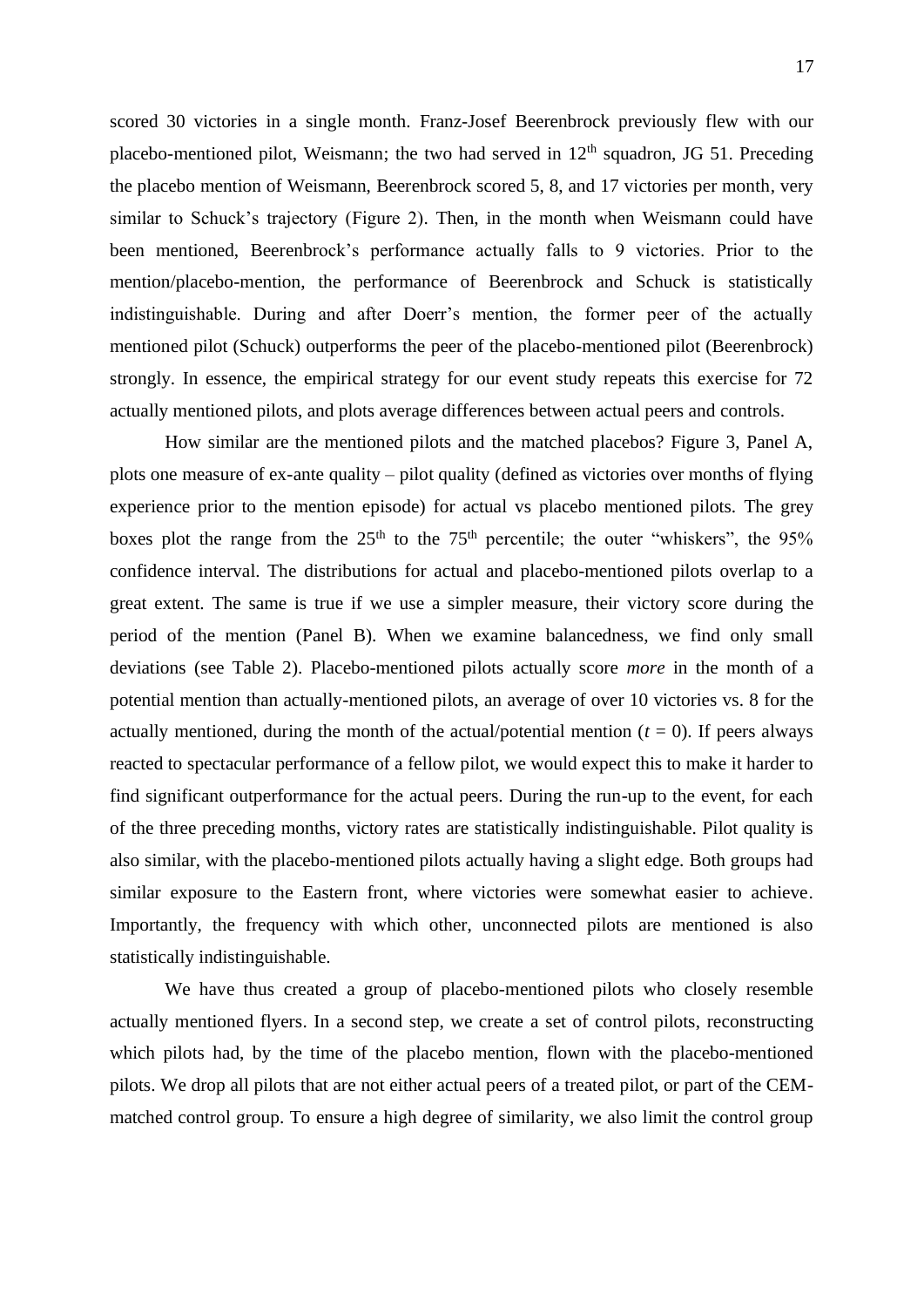scored 30 victories in a single month. Franz-Josef Beerenbrock previously flew with our placebo-mentioned pilot, Weismann; the two had served in 12th squadron, JG 51. Preceding the placebo mention of Weismann, Beerenbrock scored 5, 8, and 17 victories per month, very similar to Schuck's trajectory (Figure 2). Then, in the month when Weismann could have been mentioned, Beerenbrock's performance actually falls to 9 victories. Prior to the mention/placebo-mention, the performance of Beerenbrock and Schuck is statistically indistinguishable. During and after Doerr's mention, the former peer of the actually mentioned pilot (Schuck) outperforms the peer of the placebo-mentioned pilot (Beerenbrock) strongly. In essence, the empirical strategy for our event study repeats this exercise for 72 actually mentioned pilots, and plots average differences between actual peers and controls.

How similar are the mentioned pilots and the matched placebos? Figure 3, Panel A, plots one measure of ex-ante quality – pilot quality (defined as victories over months of flying experience prior to the mention episode) for actual vs placebo mentioned pilots. The grey boxes plot the range from the 25th to the 75th percentile; the outer "whiskers", the 95% confidence interval. The distributions for actual and placebo-mentioned pilots overlap to a great extent. The same is true if we use a simpler measure, their victory score during the period of the mention (Panel B). When we examine balancedness, we find only small deviations (see Table 2). Placebo-mentioned pilots actually score *more* in the month of a potential mention than actually-mentioned pilots, an average of over 10 victories vs. 8 for the actually mentioned, during the month of the actual/potential mention ($t = 0$). If peers always reacted to spectacular performance of a fellow pilot, we would expect this to make it harder to find significant outperformance for the actual peers. During the run-up to the event, for each of the three preceding months, victory rates are statistically indistinguishable. Pilot quality is also similar, with the placebo-mentioned pilots actually having a slight edge. Both groups had similar exposure to the Eastern front, where victories were somewhat easier to achieve. Importantly, the frequency with which other, unconnected pilots are mentioned is also statistically indistinguishable.

We have thus created a group of placebo-mentioned pilots who closely resemble actually mentioned flyers. In a second step, we create a set of control pilots, reconstructing which pilots had, by the time of the placebo mention, flown with the placebo-mentioned pilots. We drop all pilots that are not either actual peers of a treated pilot, or part of the CEM-matched control group. To ensure a high degree of similarity, we also limit the control group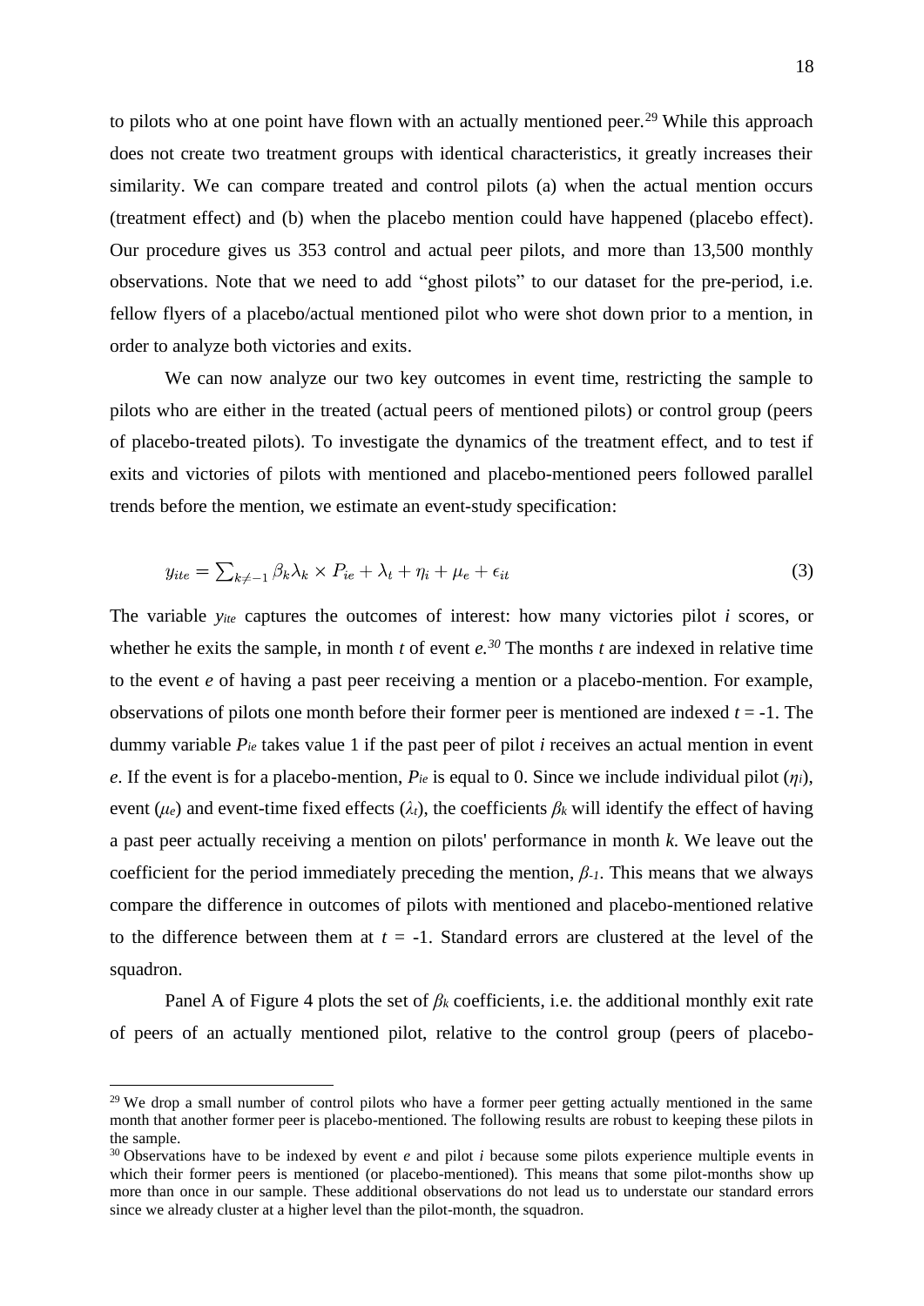to pilots who at one point have flown with an actually mentioned peer.[29] While this approach does not create two treatment groups with identical characteristics, it greatly increases their similarity. We can compare treated and control pilots (a) when the actual mention occurs (treatment effect) and (b) when the placebo mention could have happened (placebo effect). Our procedure gives us 353 control and actual peer pilots, and more than 13,500 monthly observations. Note that we need to add "ghost pilots" to our dataset for the pre-period, i.e. fellow flyers of a placebo/actual mentioned pilot who were shot down prior to a mention, in order to analyze both victories and exits.

We can now analyze our two key outcomes in event time, restricting the sample to pilots who are either in the treated (actual peers of mentioned pilots) or control group (peers of placebo-treated pilots). To investigate the dynamics of the treatment effect, and to test if exits and victories of pilots with mentioned and placebo-mentioned peers followed parallel trends before the mention, we estimate an event-study specification:

$$y_{ite} = \sum_{k \neq -1} \beta_k \lambda_k \times P_{ie} + \lambda_t + \eta_i + \mu_e + \epsilon_{it} \tag{3}$$

The variable $y_{ite}$ captures the outcomes of interest: how many victories pilot $i$ scores, or whether he exits the sample, in month $t$ of event $e$.[30] The months $t$ are indexed in relative time to the event $e$ of having a past peer receiving a mention or a placebo-mention. For example, observations of pilots one month before their former peer is mentioned are indexed $t = -1$. The dummy variable $P_{ie}$ takes value 1 if the past peer of pilot $i$ receives an actual mention in event $e$. If the event is for a placebo-mention, $P_{ie}$ is equal to 0. Since we include individual pilot ($\eta_i$), event ($\mu_e$) and event-time fixed effects ($\lambda_t$), the coefficients $\beta_k$ will identify the effect of having a past peer actually receiving a mention on pilots' performance in month $k$. We leave out the coefficient for the period immediately preceding the mention, $\beta_{-1}$. This means that we always compare the difference in outcomes of pilots with mentioned and placebo-mentioned relative to the difference between them at $t = -1$. Standard errors are clustered at the level of the squadron.

Panel A of Figure 4 plots the set of $\beta_k$ coefficients, i.e. the additional monthly exit rate of peers of an actually mentioned pilot, relative to the control group (peers of placebo-

---

[29] We drop a small number of control pilots who have a former peer getting actually mentioned in the same month that another former peer is placebo-mentioned. The following results are robust to keeping these pilots in the sample.

[30] Observations have to be indexed by event $e$ and pilot $i$ because some pilots experience multiple events in which their former peers is mentioned (or placebo-mentioned). This means that some pilot-months show up more than once in our sample. These additional observations do not lead us to understate our standard errors since we already cluster at a higher level than the pilot-month, the squadron.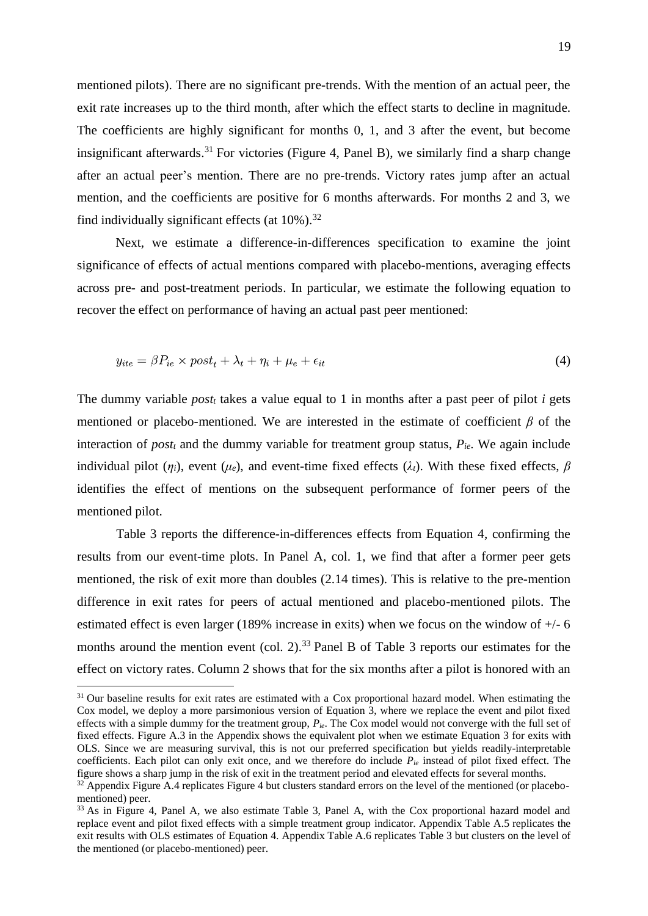mentioned pilots). There are no significant pre-trends. With the mention of an actual peer, the exit rate increases up to the third month, after which the effect starts to decline in magnitude. The coefficients are highly significant for months 0, 1, and 3 after the event, but become insignificant afterwards.[31] For victories (Figure 4, Panel B), we similarly find a sharp change after an actual peer's mention. There are no pre-trends. Victory rates jump after an actual mention, and the coefficients are positive for 6 months afterwards. For months 2 and 3, we find individually significant effects (at 10%).[32]

Next, we estimate a difference-in-differences specification to examine the joint significance of effects of actual mentions compared with placebo-mentions, averaging effects across pre- and post-treatment periods. In particular, we estimate the following equation to recover the effect on performance of having an actual past peer mentioned:

$$y_{ite} = \beta P_{ie} \times post_t + \lambda_t + \eta_i + \mu_e + \epsilon_{it} \tag{4}$$

The dummy variable $post_t$ takes a value equal to 1 in months after a past peer of pilot $i$ gets mentioned or placebo-mentioned. We are interested in the estimate of coefficient $\beta$ of the interaction of $post_t$ and the dummy variable for treatment group status, $P_{ie}$. We again include individual pilot ($\eta_i$), event ($\mu_e$), and event-time fixed effects ($\lambda_t$). With these fixed effects, $\beta$ identifies the effect of mentions on the subsequent performance of former peers of the mentioned pilot.

Table 3 reports the difference-in-differences effects from Equation 4, confirming the results from our event-time plots. In Panel A, col. 1, we find that after a former peer gets mentioned, the risk of exit more than doubles (2.14 times). This is relative to the pre-mention difference in exit rates for peers of actual mentioned and placebo-mentioned pilots. The estimated effect is even larger (189% increase in exits) when we focus on the window of +/- 6 months around the mention event (col. 2).[33] Panel B of Table 3 reports our estimates for the effect on victory rates. Column 2 shows that for the six months after a pilot is honored with an

[31] Our baseline results for exit rates are estimated with a Cox proportional hazard model. When estimating the Cox model, we deploy a more parsimonious version of Equation 3, where we replace the event and pilot fixed effects with a simple dummy for the treatment group, $P_{ie}$. The Cox model would not converge with the full set of fixed effects. Figure A.3 in the Appendix shows the equivalent plot when we estimate Equation 3 for exits with OLS. Since we are measuring survival, this is not our preferred specification but yields readily-interpretable coefficients. Each pilot can only exit once, and we therefore do include $P_{ie}$ instead of pilot fixed effect. The figure shows a sharp jump in the risk of exit in the treatment period and elevated effects for several months.

[32] Appendix Figure A.4 replicates Figure 4 but clusters standard errors on the level of the mentioned (or placebo-mentioned) peer.

[33] As in Figure 4, Panel A, we also estimate Table 3, Panel A, with the Cox proportional hazard model and replace event and pilot fixed effects with a simple treatment group indicator. Appendix Table A.5 replicates the exit results with OLS estimates of Equation 4. Appendix Table A.6 replicates Table 3 but clusters on the level of the mentioned (or placebo-mentioned) peer.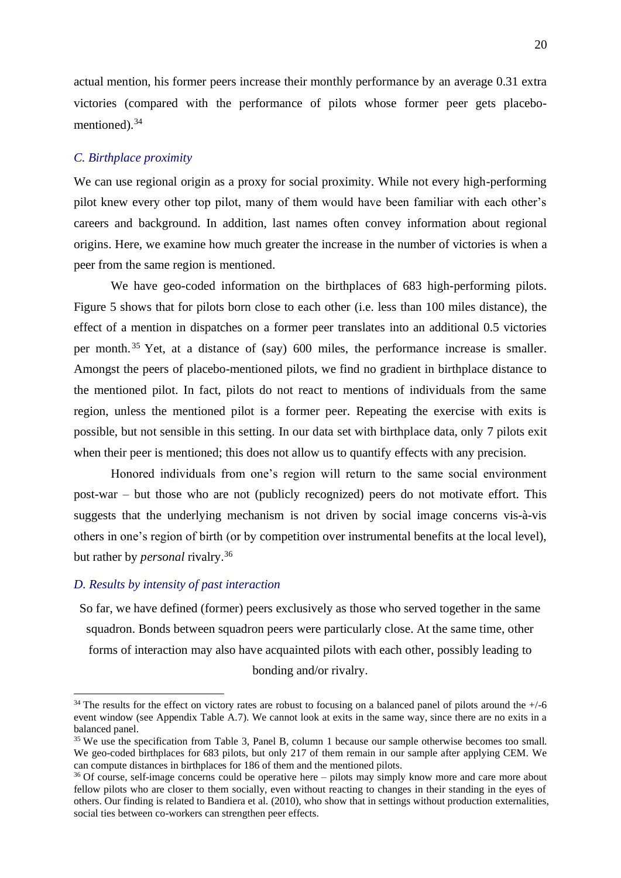actual mention, his former peers increase their monthly performance by an average 0.31 extra victories (compared with the performance of pilots whose former peer gets placebo-mentioned).[34]

### *C. Birthplace proximity*

We can use regional origin as a proxy for social proximity. While not every high-performing pilot knew every other top pilot, many of them would have been familiar with each other's careers and background. In addition, last names often convey information about regional origins. Here, we examine how much greater the increase in the number of victories is when a peer from the same region is mentioned.

We have geo-coded information on the birthplaces of 683 high-performing pilots. Figure 5 shows that for pilots born close to each other (i.e. less than 100 miles distance), the effect of a mention in dispatches on a former peer translates into an additional 0.5 victories per month.[35] Yet, at a distance of (say) 600 miles, the performance increase is smaller. Amongst the peers of placebo-mentioned pilots, we find no gradient in birthplace distance to the mentioned pilot. In fact, pilots do not react to mentions of individuals from the same region, unless the mentioned pilot is a former peer. Repeating the exercise with exits is possible, but not sensible in this setting. In our data set with birthplace data, only 7 pilots exit when their peer is mentioned; this does not allow us to quantify effects with any precision.

Honored individuals from one's region will return to the same social environment post-war – but those who are not (publicly recognized) peers do not motivate effort. This suggests that the underlying mechanism is not driven by social image concerns vis-à-vis others in one's region of birth (or by competition over instrumental benefits at the local level), but rather by *personal* rivalry.[36]

### *D. Results by intensity of past interaction*

So far, we have defined (former) peers exclusively as those who served together in the same squadron. Bonds between squadron peers were particularly close. At the same time, other forms of interaction may also have acquainted pilots with each other, possibly leading to bonding and/or rivalry.

---

[34] The results for the effect on victory rates are robust to focusing on a balanced panel of pilots around the +/-6 event window (see Appendix Table A.7). We cannot look at exits in the same way, since there are no exits in a balanced panel.

[35] We use the specification from Table 3, Panel B, column 1 because our sample otherwise becomes too small. We geo-coded birthplaces for 683 pilots, but only 217 of them remain in our sample after applying CEM. We can compute distances in birthplaces for 186 of them and the mentioned pilots.

[36] Of course, self-image concerns could be operative here – pilots may simply know more and care more about fellow pilots who are closer to them socially, even without reacting to changes in their standing in the eyes of others. Our finding is related to Bandiera et al. (2010), who show that in settings without production externalities, social ties between co-workers can strengthen peer effects.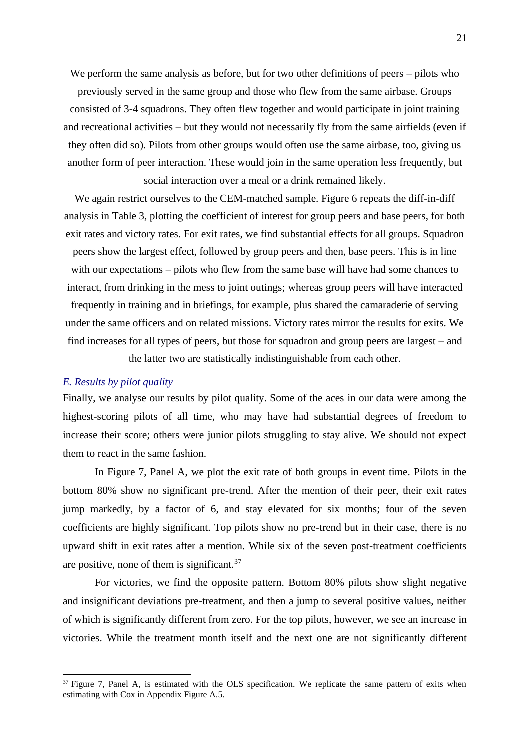We perform the same analysis as before, but for two other definitions of peers – pilots who previously served in the same group and those who flew from the same airbase. Groups consisted of 3-4 squadrons. They often flew together and would participate in joint training and recreational activities – but they would not necessarily fly from the same airfields (even if they often did so). Pilots from other groups would often use the same airbase, too, giving us another form of peer interaction. These would join in the same operation less frequently, but social interaction over a meal or a drink remained likely.

We again restrict ourselves to the CEM-matched sample. Figure 6 repeats the diff-in-diff analysis in Table 3, plotting the coefficient of interest for group peers and base peers, for both exit rates and victory rates. For exit rates, we find substantial effects for all groups. Squadron peers show the largest effect, followed by group peers and then, base peers. This is in line with our expectations – pilots who flew from the same base will have had some chances to interact, from drinking in the mess to joint outings; whereas group peers will have interacted frequently in training and in briefings, for example, plus shared the camaraderie of serving under the same officers and on related missions. Victory rates mirror the results for exits. We find increases for all types of peers, but those for squadron and group peers are largest – and the latter two are statistically indistinguishable from each other.

### *E. Results by pilot quality*

Finally, we analyse our results by pilot quality. Some of the aces in our data were among the highest-scoring pilots of all time, who may have had substantial degrees of freedom to increase their score; others were junior pilots struggling to stay alive. We should not expect them to react in the same fashion.

In Figure 7, Panel A, we plot the exit rate of both groups in event time. Pilots in the bottom 80% show no significant pre-trend. After the mention of their peer, their exit rates jump markedly, by a factor of 6, and stay elevated for six months; four of the seven coefficients are highly significant. Top pilots show no pre-trend but in their case, there is no upward shift in exit rates after a mention. While six of the seven post-treatment coefficients are positive, none of them is significant.[37]

For victories, we find the opposite pattern. Bottom 80% pilots show slight negative and insignificant deviations pre-treatment, and then a jump to several positive values, neither of which is significantly different from zero. For the top pilots, however, we see an increase in victories. While the treatment month itself and the next one are not significantly different

[37] Figure 7, Panel A, is estimated with the OLS specification. We replicate the same pattern of exits when estimating with Cox in Appendix Figure A.5.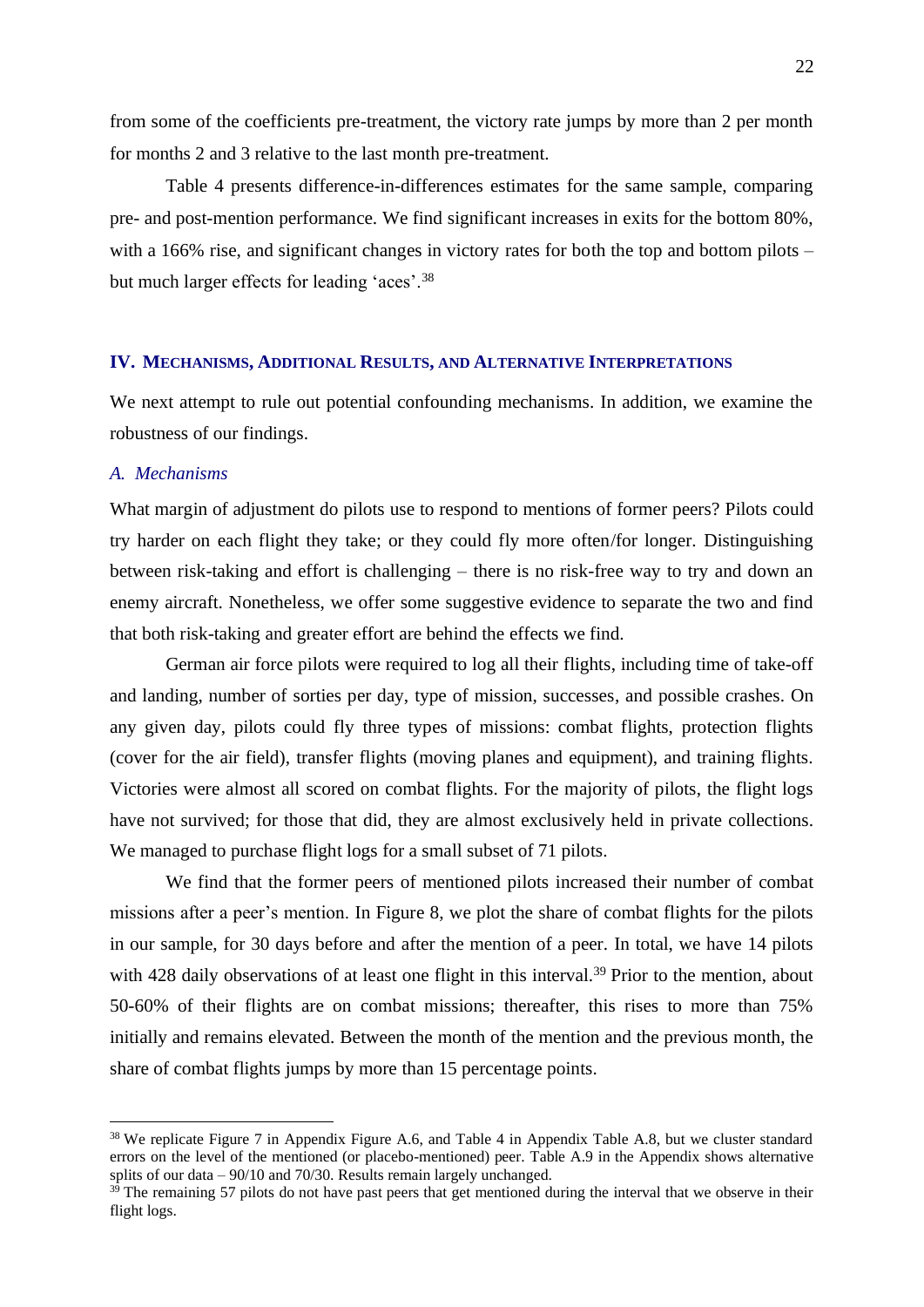from some of the coefficients pre-treatment, the victory rate jumps by more than 2 per month for months 2 and 3 relative to the last month pre-treatment.

Table 4 presents difference-in-differences estimates for the same sample, comparing pre- and post-mention performance. We find significant increases in exits for the bottom 80%, with a 166% rise, and significant changes in victory rates for both the top and bottom pilots – but much larger effects for leading 'aces'.[38]

## IV. Mechanisms, Additional Results, and Alternative Interpretations

We next attempt to rule out potential confounding mechanisms. In addition, we examine the robustness of our findings.

### *A. Mechanisms*

What margin of adjustment do pilots use to respond to mentions of former peers? Pilots could try harder on each flight they take; or they could fly more often/for longer. Distinguishing between risk-taking and effort is challenging – there is no risk-free way to try and down an enemy aircraft. Nonetheless, we offer some suggestive evidence to separate the two and find that both risk-taking and greater effort are behind the effects we find.

German air force pilots were required to log all their flights, including time of take-off and landing, number of sorties per day, type of mission, successes, and possible crashes. On any given day, pilots could fly three types of missions: combat flights, protection flights (cover for the air field), transfer flights (moving planes and equipment), and training flights. Victories were almost all scored on combat flights. For the majority of pilots, the flight logs have not survived; for those that did, they are almost exclusively held in private collections. We managed to purchase flight logs for a small subset of 71 pilots.

We find that the former peers of mentioned pilots increased their number of combat missions after a peer's mention. In Figure 8, we plot the share of combat flights for the pilots in our sample, for 30 days before and after the mention of a peer. In total, we have 14 pilots with 428 daily observations of at least one flight in this interval.[39] Prior to the mention, about 50-60% of their flights are on combat missions; thereafter, this rises to more than 75% initially and remains elevated. Between the month of the mention and the previous month, the share of combat flights jumps by more than 15 percentage points.

---

[38] We replicate Figure 7 in Appendix Figure A.6, and Table 4 in Appendix Table A.8, but we cluster standard errors on the level of the mentioned (or placebo-mentioned) peer. Table A.9 in the Appendix shows alternative splits of our data – 90/10 and 70/30. Results remain largely unchanged.

[39] The remaining 57 pilots do not have past peers that get mentioned during the interval that we observe in their flight logs.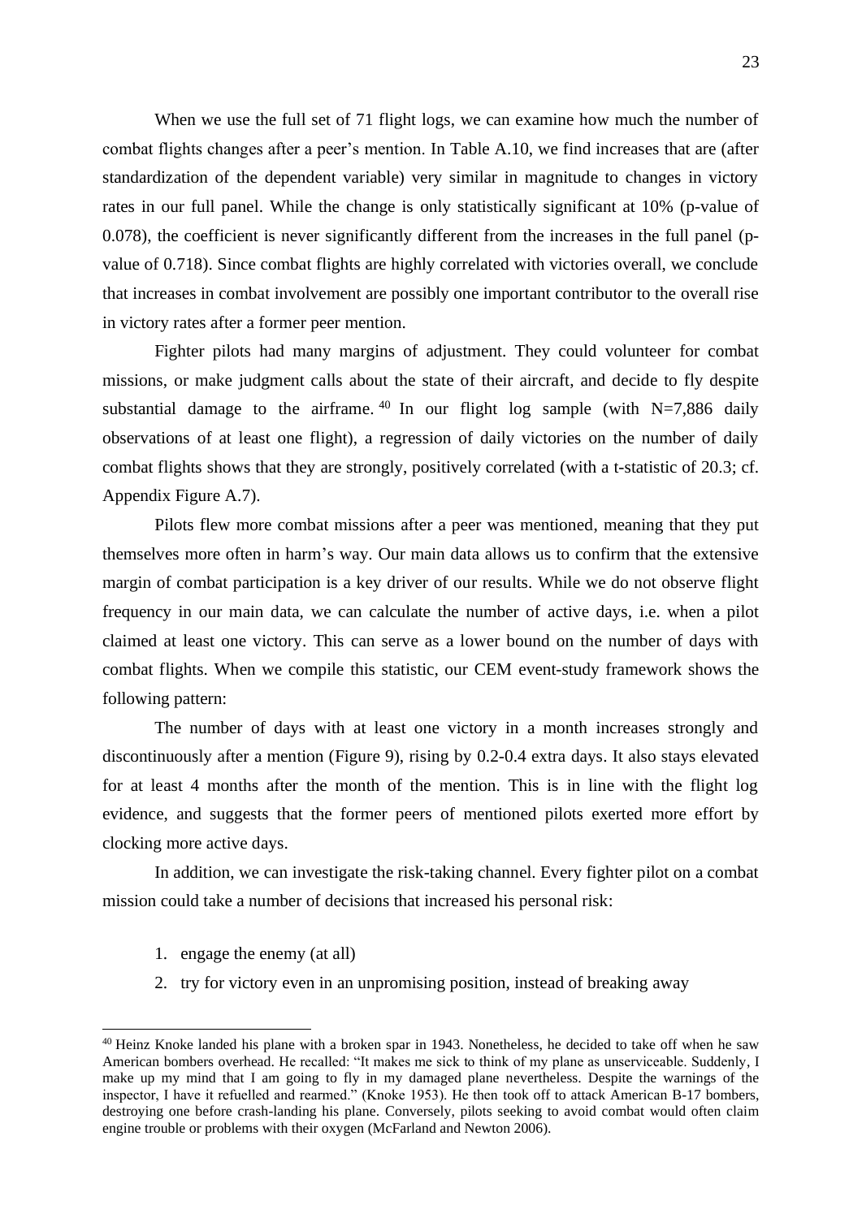When we use the full set of 71 flight logs, we can examine how much the number of combat flights changes after a peer's mention. In Table A.10, we find increases that are (after standardization of the dependent variable) very similar in magnitude to changes in victory rates in our full panel. While the change is only statistically significant at 10% (p-value of 0.078), the coefficient is never significantly different from the increases in the full panel (p-value of 0.718). Since combat flights are highly correlated with victories overall, we conclude that increases in combat involvement are possibly one important contributor to the overall rise in victory rates after a former peer mention.

Fighter pilots had many margins of adjustment. They could volunteer for combat missions, or make judgment calls about the state of their aircraft, and decide to fly despite substantial damage to the airframe.[40] In our flight log sample (with N=7,886 daily observations of at least one flight), a regression of daily victories on the number of daily combat flights shows that they are strongly, positively correlated (with a t-statistic of 20.3; cf. Appendix Figure A.7).

Pilots flew more combat missions after a peer was mentioned, meaning that they put themselves more often in harm's way. Our main data allows us to confirm that the extensive margin of combat participation is a key driver of our results. While we do not observe flight frequency in our main data, we can calculate the number of active days, i.e. when a pilot claimed at least one victory. This can serve as a lower bound on the number of days with combat flights. When we compile this statistic, our CEM event-study framework shows the following pattern:

The number of days with at least one victory in a month increases strongly and discontinuously after a mention (Figure 9), rising by 0.2-0.4 extra days. It also stays elevated for at least 4 months after the month of the mention. This is in line with the flight log evidence, and suggests that the former peers of mentioned pilots exerted more effort by clocking more active days.

In addition, we can investigate the risk-taking channel. Every fighter pilot on a combat mission could take a number of decisions that increased his personal risk:

1. engage the enemy (at all)
2. try for victory even in an unpromising position, instead of breaking away

[40] Heinz Knoke landed his plane with a broken spar in 1943. Nonetheless, he decided to take off when he saw American bombers overhead. He recalled: "It makes me sick to think of my plane as unserviceable. Suddenly, I make up my mind that I am going to fly in my damaged plane nevertheless. Despite the warnings of the inspector, I have it refuelled and rearmed." (Knoke 1953). He then took off to attack American B-17 bombers, destroying one before crash-landing his plane. Conversely, pilots seeking to avoid combat would often claim engine trouble or problems with their oxygen (McFarland and Newton 2006).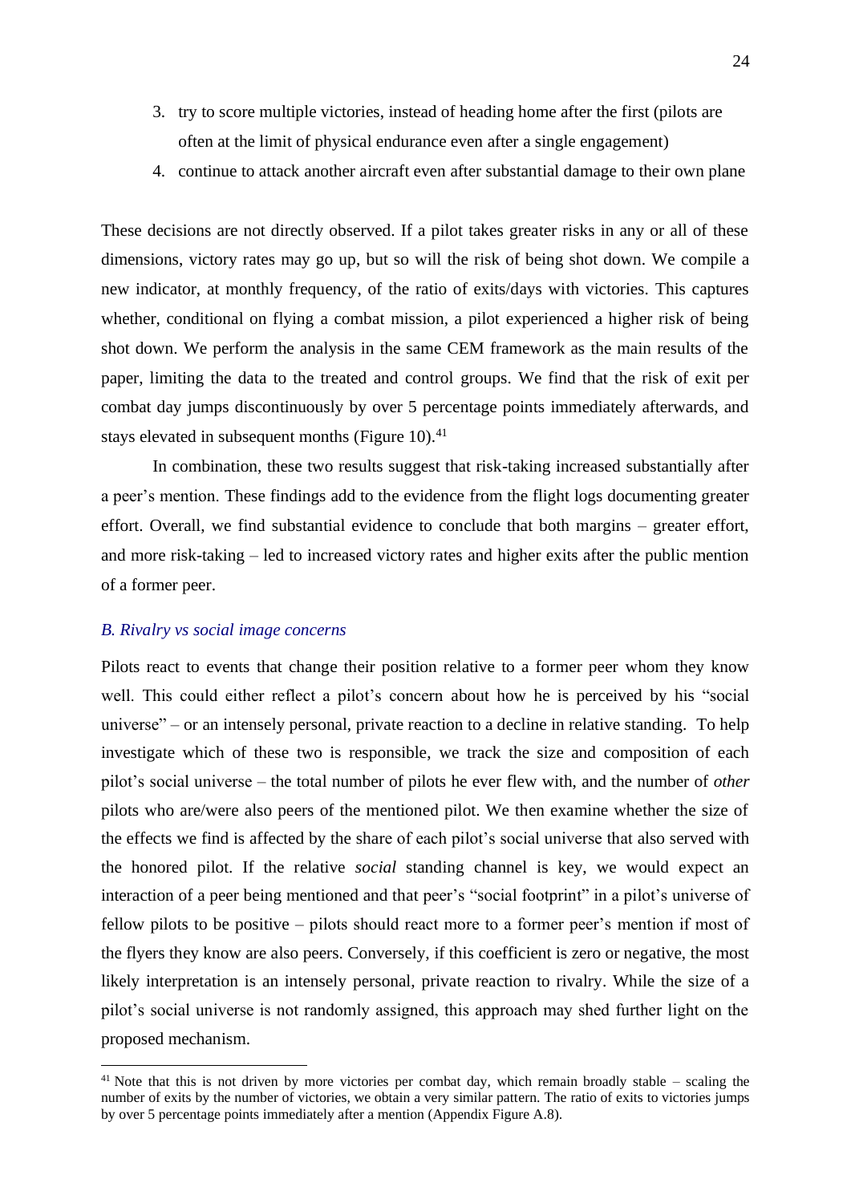3. try to score multiple victories, instead of heading home after the first (pilots are often at the limit of physical endurance even after a single engagement)
4. continue to attack another aircraft even after substantial damage to their own plane

These decisions are not directly observed. If a pilot takes greater risks in any or all of these dimensions, victory rates may go up, but so will the risk of being shot down. We compile a new indicator, at monthly frequency, of the ratio of exits/days with victories. This captures whether, conditional on flying a combat mission, a pilot experienced a higher risk of being shot down. We perform the analysis in the same CEM framework as the main results of the paper, limiting the data to the treated and control groups. We find that the risk of exit per combat day jumps discontinuously by over 5 percentage points immediately afterwards, and stays elevated in subsequent months (Figure 10).[41]

In combination, these two results suggest that risk-taking increased substantially after a peer's mention. These findings add to the evidence from the flight logs documenting greater effort. Overall, we find substantial evidence to conclude that both margins – greater effort, and more risk-taking – led to increased victory rates and higher exits after the public mention of a former peer.

### *B. Rivalry vs social image concerns*

Pilots react to events that change their position relative to a former peer whom they know well. This could either reflect a pilot's concern about how he is perceived by his "social universe" – or an intensely personal, private reaction to a decline in relative standing. To help investigate which of these two is responsible, we track the size and composition of each pilot's social universe – the total number of pilots he ever flew with, and the number of *other* pilots who are/were also peers of the mentioned pilot. We then examine whether the size of the effects we find is affected by the share of each pilot's social universe that also served with the honored pilot. If the relative *social* standing channel is key, we would expect an interaction of a peer being mentioned and that peer's "social footprint" in a pilot's universe of fellow pilots to be positive – pilots should react more to a former peer's mention if most of the flyers they know are also peers. Conversely, if this coefficient is zero or negative, the most likely interpretation is an intensely personal, private reaction to rivalry. While the size of a pilot's social universe is not randomly assigned, this approach may shed further light on the proposed mechanism.

[41] Note that this is not driven by more victories per combat day, which remain broadly stable – scaling the number of exits by the number of victories, we obtain a very similar pattern. The ratio of exits to victories jumps by over 5 percentage points immediately after a mention (Appendix Figure A.8).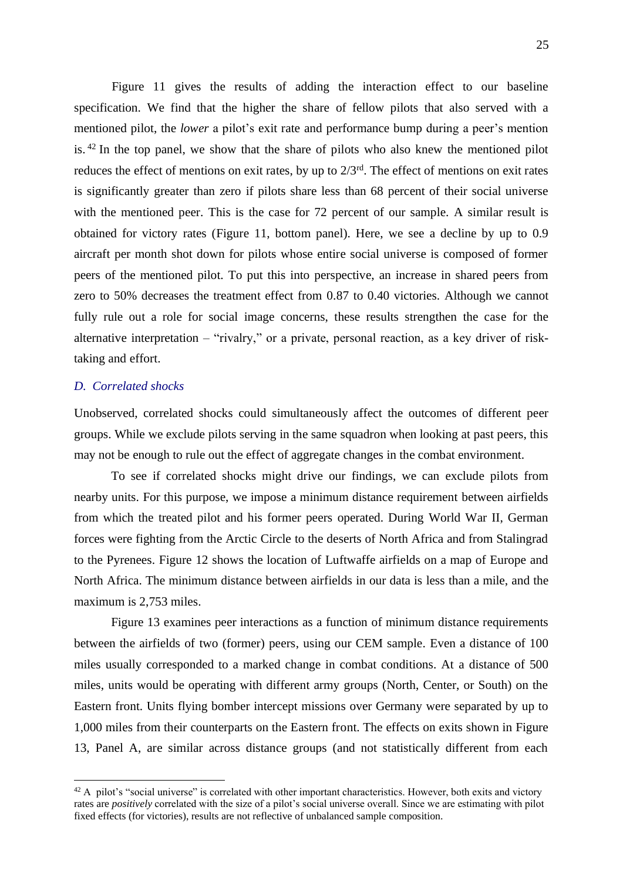Figure 11 gives the results of adding the interaction effect to our baseline specification. We find that the higher the share of fellow pilots that also served with a mentioned pilot, the *lower* a pilot's exit rate and performance bump during a peer's mention is.[42] In the top panel, we show that the share of pilots who also knew the mentioned pilot reduces the effect of mentions on exit rates, by up to 2/3rd. The effect of mentions on exit rates is significantly greater than zero if pilots share less than 68 percent of their social universe with the mentioned peer. This is the case for 72 percent of our sample. A similar result is obtained for victory rates (Figure 11, bottom panel). Here, we see a decline by up to 0.9 aircraft per month shot down for pilots whose entire social universe is composed of former peers of the mentioned pilot. To put this into perspective, an increase in shared peers from zero to 50% decreases the treatment effect from 0.87 to 0.40 victories. Although we cannot fully rule out a role for social image concerns, these results strengthen the case for the alternative interpretation – "rivalry," or a private, personal reaction, as a key driver of risk-taking and effort.

### *D. Correlated shocks*

Unobserved, correlated shocks could simultaneously affect the outcomes of different peer groups. While we exclude pilots serving in the same squadron when looking at past peers, this may not be enough to rule out the effect of aggregate changes in the combat environment.

To see if correlated shocks might drive our findings, we can exclude pilots from nearby units. For this purpose, we impose a minimum distance requirement between airfields from which the treated pilot and his former peers operated. During World War II, German forces were fighting from the Arctic Circle to the deserts of North Africa and from Stalingrad to the Pyrenees. Figure 12 shows the location of Luftwaffe airfields on a map of Europe and North Africa. The minimum distance between airfields in our data is less than a mile, and the maximum is 2,753 miles.

Figure 13 examines peer interactions as a function of minimum distance requirements between the airfields of two (former) peers, using our CEM sample. Even a distance of 100 miles usually corresponded to a marked change in combat conditions. At a distance of 500 miles, units would be operating with different army groups (North, Center, or South) on the Eastern front. Units flying bomber intercept missions over Germany were separated by up to 1,000 miles from their counterparts on the Eastern front. The effects on exits shown in Figure 13, Panel A, are similar across distance groups (and not statistically different from each

[42] A pilot's "social universe" is correlated with other important characteristics. However, both exits and victory rates are *positively* correlated with the size of a pilot's social universe overall. Since we are estimating with pilot fixed effects (for victories), results are not reflective of unbalanced sample composition.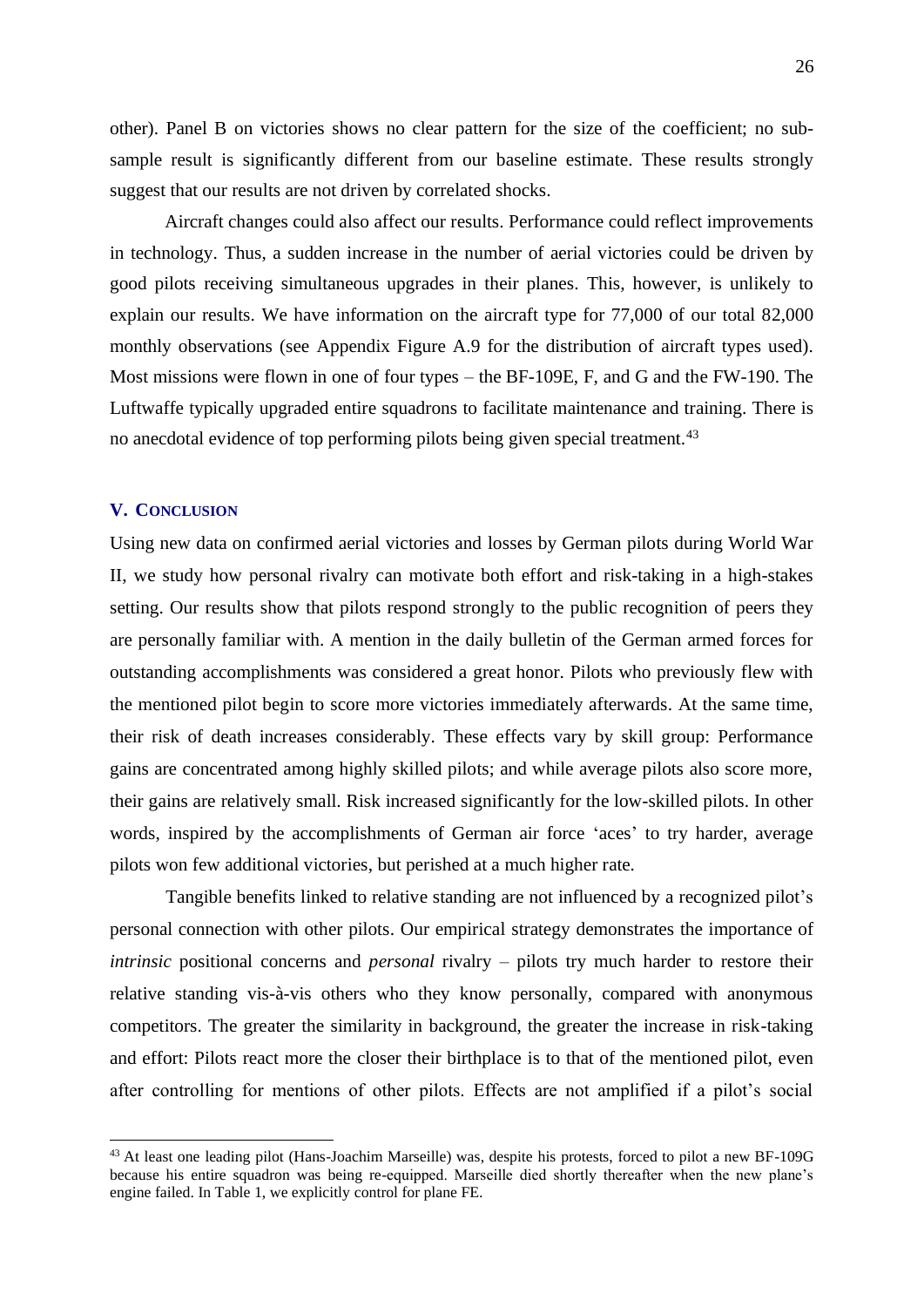other). Panel B on victories shows no clear pattern for the size of the coefficient; no subsample result is significantly different from our baseline estimate. These results strongly suggest that our results are not driven by correlated shocks.

Aircraft changes could also affect our results. Performance could reflect improvements in technology. Thus, a sudden increase in the number of aerial victories could be driven by good pilots receiving simultaneous upgrades in their planes. This, however, is unlikely to explain our results. We have information on the aircraft type for 77,000 of our total 82,000 monthly observations (see Appendix Figure A.9 for the distribution of aircraft types used). Most missions were flown in one of four types – the BF-109E, F, and G and the FW-190. The Luftwaffe typically upgraded entire squadrons to facilitate maintenance and training. There is no anecdotal evidence of top performing pilots being given special treatment.[43]

## V. CONCLUSION

Using new data on confirmed aerial victories and losses by German pilots during World War II, we study how personal rivalry can motivate both effort and risk-taking in a high-stakes setting. Our results show that pilots respond strongly to the public recognition of peers they are personally familiar with. A mention in the daily bulletin of the German armed forces for outstanding accomplishments was considered a great honor. Pilots who previously flew with the mentioned pilot begin to score more victories immediately afterwards. At the same time, their risk of death increases considerably. These effects vary by skill group: Performance gains are concentrated among highly skilled pilots; and while average pilots also score more, their gains are relatively small. Risk increased significantly for the low-skilled pilots. In other words, inspired by the accomplishments of German air force 'aces' to try harder, average pilots won few additional victories, but perished at a much higher rate.

Tangible benefits linked to relative standing are not influenced by a recognized pilot's personal connection with other pilots. Our empirical strategy demonstrates the importance of *intrinsic* positional concerns and *personal* rivalry – pilots try much harder to restore their relative standing vis-à-vis others who they know personally, compared with anonymous competitors. The greater the similarity in background, the greater the increase in risk-taking and effort: Pilots react more the closer their birthplace is to that of the mentioned pilot, even after controlling for mentions of other pilots. Effects are not amplified if a pilot's social

---

[43] At least one leading pilot (Hans-Joachim Marseille) was, despite his protests, forced to pilot a new BF-109G because his entire squadron was being re-equipped. Marseille died shortly thereafter when the new plane's engine failed. In Table 1, we explicitly control for plane FE.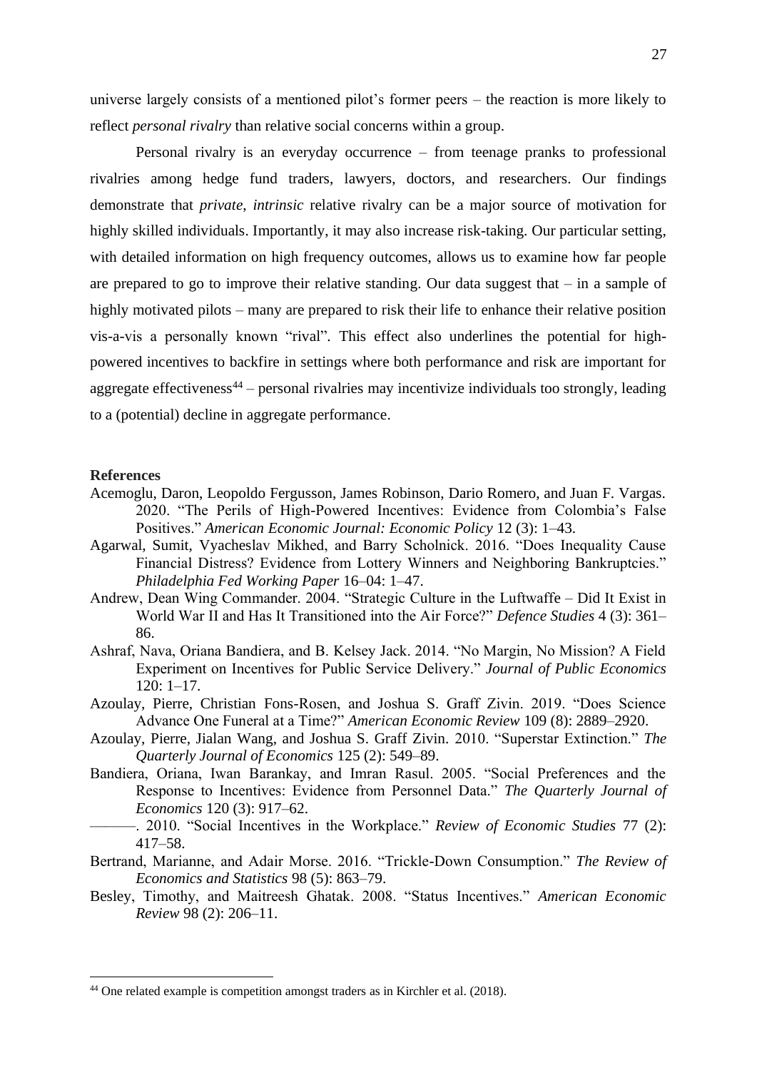universe largely consists of a mentioned pilot's former peers – the reaction is more likely to reflect *personal rivalry* than relative social concerns within a group.

Personal rivalry is an everyday occurrence – from teenage pranks to professional rivalries among hedge fund traders, lawyers, doctors, and researchers. Our findings demonstrate that *private*, *intrinsic* relative rivalry can be a major source of motivation for highly skilled individuals. Importantly, it may also increase risk-taking. Our particular setting, with detailed information on high frequency outcomes, allows us to examine how far people are prepared to go to improve their relative standing. Our data suggest that – in a sample of highly motivated pilots – many are prepared to risk their life to enhance their relative position vis-a-vis a personally known "rival". This effect also underlines the potential for high-powered incentives to backfire in settings where both performance and risk are important for aggregate effectiveness[44] – personal rivalries may incentivize individuals too strongly, leading to a (potential) decline in aggregate performance.

**References**

Acemoglu, Daron, Leopoldo Fergusson, James Robinson, Dario Romero, and Juan F. Vargas. 2020. "The Perils of High-Powered Incentives: Evidence from Colombia's False Positives." *American Economic Journal: Economic Policy* 12 (3): 1–43.

Agarwal, Sumit, Vyacheslav Mikhed, and Barry Scholnick. 2016. "Does Inequality Cause Financial Distress? Evidence from Lottery Winners and Neighboring Bankruptcies." *Philadelphia Fed Working Paper* 16–04: 1–47.

Andrew, Dean Wing Commander. 2004. "Strategic Culture in the Luftwaffe – Did It Exist in World War II and Has It Transitioned into the Air Force?" *Defence Studies* 4 (3): 361–86.

Ashraf, Nava, Oriana Bandiera, and B. Kelsey Jack. 2014. "No Margin, No Mission? A Field Experiment on Incentives for Public Service Delivery." *Journal of Public Economics* 120: 1–17.

Azoulay, Pierre, Christian Fons-Rosen, and Joshua S. Graff Zivin. 2019. "Does Science Advance One Funeral at a Time?" *American Economic Review* 109 (8): 2889–2920.

Azoulay, Pierre, Jialan Wang, and Joshua S. Graff Zivin. 2010. "Superstar Extinction." *The Quarterly Journal of Economics* 125 (2): 549–89.

Bandiera, Oriana, Iwan Barankay, and Imran Rasul. 2005. "Social Preferences and the Response to Incentives: Evidence from Personnel Data." *The Quarterly Journal of Economics* 120 (3): 917–62.

———. 2010. "Social Incentives in the Workplace." *Review of Economic Studies* 77 (2): 417–58.

Bertrand, Marianne, and Adair Morse. 2016. "Trickle-Down Consumption." *The Review of Economics and Statistics* 98 (5): 863–79.

Besley, Timothy, and Maitreesh Ghatak. 2008. "Status Incentives." *American Economic Review* 98 (2): 206–11.

[44] One related example is competition amongst traders as in Kirchler et al. (2018).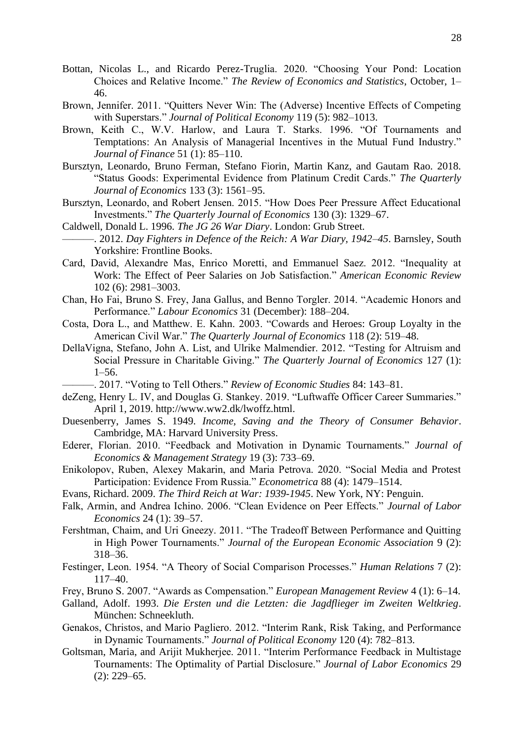Bottan, Nicolas L., and Ricardo Perez-Truglia. 2020. "Choosing Your Pond: Location Choices and Relative Income." *The Review of Economics and Statistics*, October, 1–46.

Brown, Jennifer. 2011. "Quitters Never Win: The (Adverse) Incentive Effects of Competing with Superstars." *Journal of Political Economy* 119 (5): 982–1013.

Brown, Keith C., W.V. Harlow, and Laura T. Starks. 1996. "Of Tournaments and Temptations: An Analysis of Managerial Incentives in the Mutual Fund Industry." *Journal of Finance* 51 (1): 85–110.

Bursztyn, Leonardo, Bruno Ferman, Stefano Fiorin, Martin Kanz, and Gautam Rao. 2018. "Status Goods: Experimental Evidence from Platinum Credit Cards." *The Quarterly Journal of Economics* 133 (3): 1561–95.

Bursztyn, Leonardo, and Robert Jensen. 2015. "How Does Peer Pressure Affect Educational Investments." *The Quarterly Journal of Economics* 130 (3): 1329–67.

Caldwell, Donald L. 1996. *The JG 26 War Diary*. London: Grub Street.

———. 2012. *Day Fighters in Defence of the Reich: A War Diary, 1942–45*. Barnsley, South Yorkshire: Frontline Books.

Card, David, Alexandre Mas, Enrico Moretti, and Emmanuel Saez. 2012. "Inequality at Work: The Effect of Peer Salaries on Job Satisfaction." *American Economic Review* 102 (6): 2981–3003.

Chan, Ho Fai, Bruno S. Frey, Jana Gallus, and Benno Torgler. 2014. "Academic Honors and Performance." *Labour Economics* 31 (December): 188–204.

Costa, Dora L., and Matthew. E. Kahn. 2003. "Cowards and Heroes: Group Loyalty in the American Civil War." *The Quarterly Journal of Economics* 118 (2): 519–48.

DellaVigna, Stefano, John A. List, and Ulrike Malmendier. 2012. "Testing for Altruism and Social Pressure in Charitable Giving." *The Quarterly Journal of Economics* 127 (1): 1–56.

———. 2017. "Voting to Tell Others." *Review of Economic Studies* 84: 143–81.

deZeng, Henry L. IV, and Douglas G. Stankey. 2019. "Luftwaffe Officer Career Summaries." April 1, 2019. http://www.ww2.dk/lwoffz.html.

Duesenberry, James S. 1949. *Income, Saving and the Theory of Consumer Behavior*. Cambridge, MA: Harvard University Press.

Ederer, Florian. 2010. "Feedback and Motivation in Dynamic Tournaments." *Journal of Economics & Management Strategy* 19 (3): 733–69.

Enikolopov, Ruben, Alexey Makarin, and Maria Petrova. 2020. "Social Media and Protest Participation: Evidence From Russia." *Econometrica* 88 (4): 1479–1514.

Evans, Richard. 2009. *The Third Reich at War: 1939-1945*. New York, NY: Penguin.

Falk, Armin, and Andrea Ichino. 2006. "Clean Evidence on Peer Effects." *Journal of Labor Economics* 24 (1): 39–57.

Fershtman, Chaim, and Uri Gneezy. 2011. "The Tradeoff Between Performance and Quitting in High Power Tournaments." *Journal of the European Economic Association* 9 (2): 318–36.

Festinger, Leon. 1954. "A Theory of Social Comparison Processes." *Human Relations* 7 (2): 117–40.

Frey, Bruno S. 2007. "Awards as Compensation." *European Management Review* 4 (1): 6–14.

Galland, Adolf. 1993. *Die Ersten und die Letzten: die Jagdflieger im Zweiten Weltkrieg*. München: Schneekluth.

Genakos, Christos, and Mario Pagliero. 2012. "Interim Rank, Risk Taking, and Performance in Dynamic Tournaments." *Journal of Political Economy* 120 (4): 782–813.

Goltsman, Maria, and Arijit Mukherjee. 2011. "Interim Performance Feedback in Multistage Tournaments: The Optimality of Partial Disclosure." *Journal of Labor Economics* 29 (2): 229–65.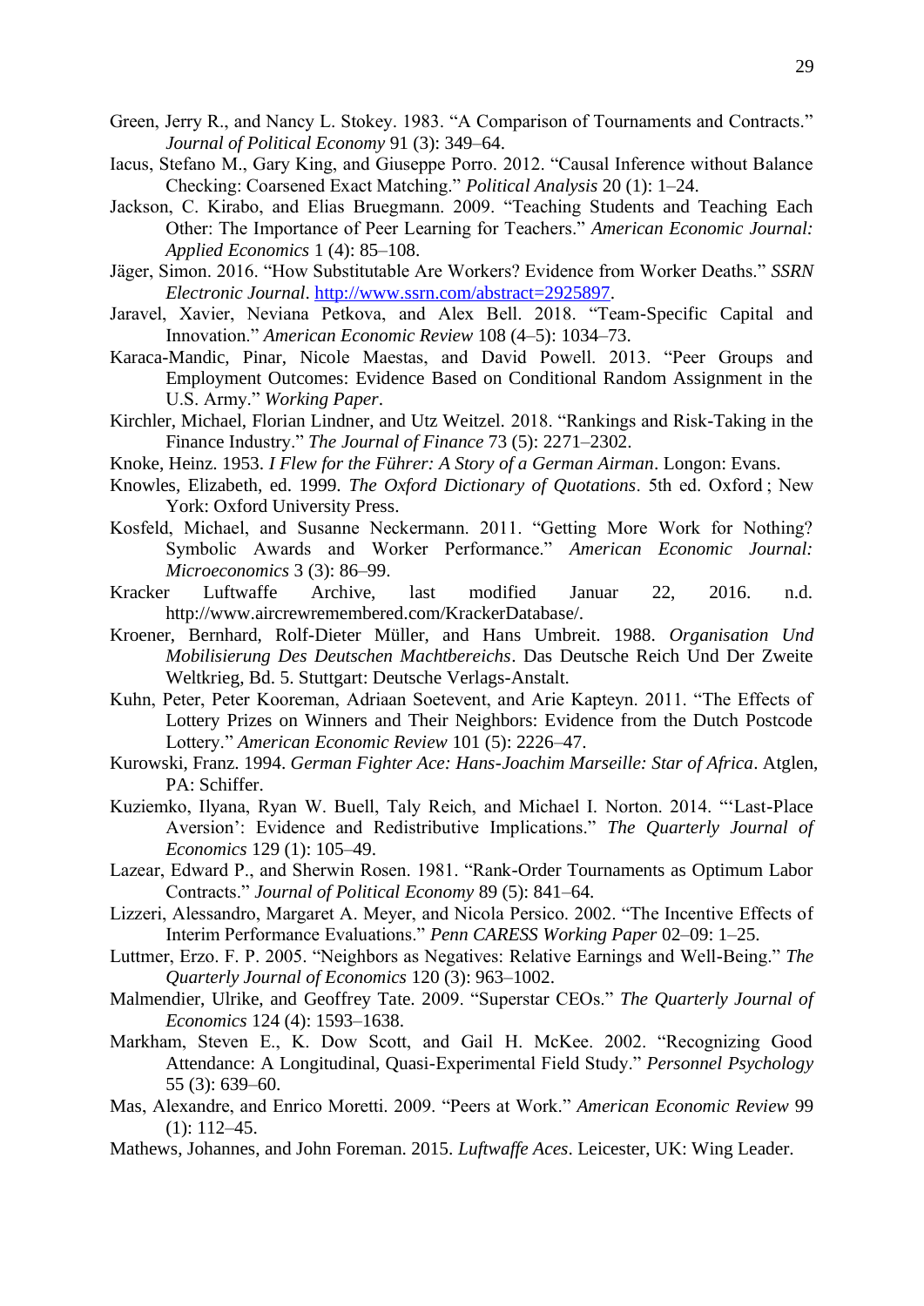Green, Jerry R., and Nancy L. Stokey. 1983. "A Comparison of Tournaments and Contracts." *Journal of Political Economy* 91 (3): 349–64.

Iacus, Stefano M., Gary King, and Giuseppe Porro. 2012. "Causal Inference without Balance Checking: Coarsened Exact Matching." *Political Analysis* 20 (1): 1–24.

Jackson, C. Kirabo, and Elias Bruegmann. 2009. "Teaching Students and Teaching Each Other: The Importance of Peer Learning for Teachers." *American Economic Journal: Applied Economics* 1 (4): 85–108.

Jäger, Simon. 2016. "How Substitutable Are Workers? Evidence from Worker Deaths." *SSRN Electronic Journal*. http://www.ssrn.com/abstract=2925897.

Jaravel, Xavier, Neviana Petkova, and Alex Bell. 2018. "Team-Specific Capital and Innovation." *American Economic Review* 108 (4–5): 1034–73.

Karaca-Mandic, Pinar, Nicole Maestas, and David Powell. 2013. "Peer Groups and Employment Outcomes: Evidence Based on Conditional Random Assignment in the U.S. Army." *Working Paper*.

Kirchler, Michael, Florian Lindner, and Utz Weitzel. 2018. "Rankings and Risk-Taking in the Finance Industry." *The Journal of Finance* 73 (5): 2271–2302.

Knoke, Heinz. 1953. *I Flew for the Führer: A Story of a German Airman*. Longon: Evans.

Knowles, Elizabeth, ed. 1999. *The Oxford Dictionary of Quotations*. 5th ed. Oxford ; New York: Oxford University Press.

Kosfeld, Michael, and Susanne Neckermann. 2011. "Getting More Work for Nothing? Symbolic Awards and Worker Performance." *American Economic Journal: Microeconomics* 3 (3): 86–99.

Kracker Luftwaffe Archive, last modified Januar 22, 2016. n.d. http://www.aircrewremembered.com/KrackerDatabase/.

Kroener, Bernhard, Rolf-Dieter Müller, and Hans Umbreit. 1988. *Organisation Und Mobilisierung Des Deutschen Machtbereichs*. Das Deutsche Reich Und Der Zweite Weltkrieg, Bd. 5. Stuttgart: Deutsche Verlags-Anstalt.

Kuhn, Peter, Peter Kooreman, Adriaan Soetevent, and Arie Kapteyn. 2011. "The Effects of Lottery Prizes on Winners and Their Neighbors: Evidence from the Dutch Postcode Lottery." *American Economic Review* 101 (5): 2226–47.

Kurowski, Franz. 1994. *German Fighter Ace: Hans-Joachim Marseille: Star of Africa*. Atglen, PA: Schiffer.

Kuziemko, Ilyana, Ryan W. Buell, Taly Reich, and Michael I. Norton. 2014. "'Last-Place Aversion': Evidence and Redistributive Implications." *The Quarterly Journal of Economics* 129 (1): 105–49.

Lazear, Edward P., and Sherwin Rosen. 1981. "Rank-Order Tournaments as Optimum Labor Contracts." *Journal of Political Economy* 89 (5): 841–64.

Lizzeri, Alessandro, Margaret A. Meyer, and Nicola Persico. 2002. "The Incentive Effects of Interim Performance Evaluations." *Penn CARESS Working Paper* 02–09: 1–25.

Luttmer, Erzo. F. P. 2005. "Neighbors as Negatives: Relative Earnings and Well-Being." *The Quarterly Journal of Economics* 120 (3): 963–1002.

Malmendier, Ulrike, and Geoffrey Tate. 2009. "Superstar CEOs." *The Quarterly Journal of Economics* 124 (4): 1593–1638.

Markham, Steven E., K. Dow Scott, and Gail H. McKee. 2002. "Recognizing Good Attendance: A Longitudinal, Quasi-Experimental Field Study." *Personnel Psychology* 55 (3): 639–60.

Mas, Alexandre, and Enrico Moretti. 2009. "Peers at Work." *American Economic Review* 99 (1): 112–45.

Mathews, Johannes, and John Foreman. 2015. *Luftwaffe Aces*. Leicester, UK: Wing Leader.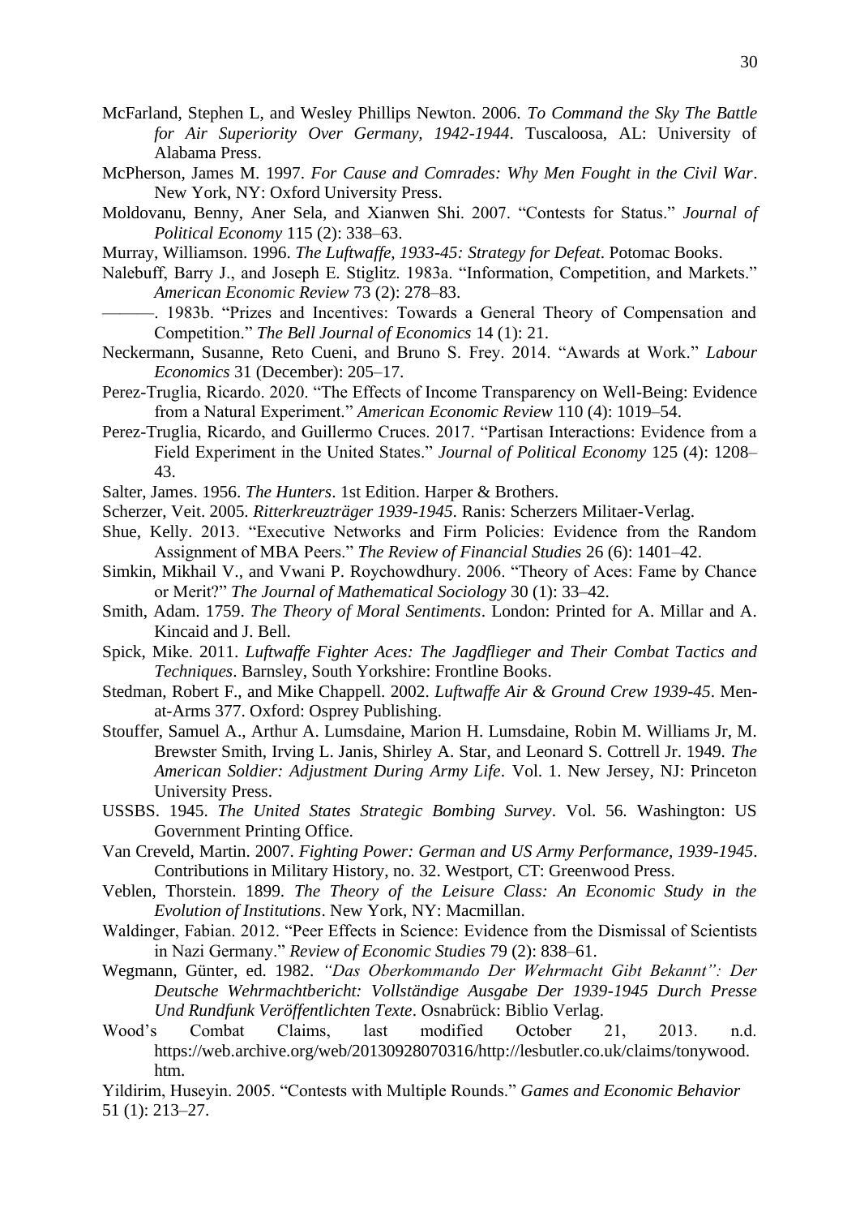McFarland, Stephen L, and Wesley Phillips Newton. 2006. *To Command the Sky The Battle for Air Superiority Over Germany, 1942-1944*. Tuscaloosa, AL: University of Alabama Press.

McPherson, James M. 1997. *For Cause and Comrades: Why Men Fought in the Civil War*. New York, NY: Oxford University Press.

Moldovanu, Benny, Aner Sela, and Xianwen Shi. 2007. "Contests for Status." *Journal of Political Economy* 115 (2): 338–63.

Murray, Williamson. 1996. *The Luftwaffe, 1933-45: Strategy for Defeat*. Potomac Books.

Nalebuff, Barry J., and Joseph E. Stiglitz. 1983a. "Information, Competition, and Markets." *American Economic Review* 73 (2): 278–83.

———. 1983b. "Prizes and Incentives: Towards a General Theory of Compensation and Competition." *The Bell Journal of Economics* 14 (1): 21.

Neckermann, Susanne, Reto Cueni, and Bruno S. Frey. 2014. "Awards at Work." *Labour Economics* 31 (December): 205–17.

Perez-Truglia, Ricardo. 2020. "The Effects of Income Transparency on Well-Being: Evidence from a Natural Experiment." *American Economic Review* 110 (4): 1019–54.

Perez-Truglia, Ricardo, and Guillermo Cruces. 2017. "Partisan Interactions: Evidence from a Field Experiment in the United States." *Journal of Political Economy* 125 (4): 1208–43.

Salter, James. 1956. *The Hunters*. 1st Edition. Harper & Brothers.

Scherzer, Veit. 2005. *Ritterkreuzträger 1939-1945*. Ranis: Scherzers Militaer-Verlag.

Shue, Kelly. 2013. "Executive Networks and Firm Policies: Evidence from the Random Assignment of MBA Peers." *The Review of Financial Studies* 26 (6): 1401–42.

Simkin, Mikhail V., and Vwani P. Roychowdhury. 2006. "Theory of Aces: Fame by Chance or Merit?" *The Journal of Mathematical Sociology* 30 (1): 33–42.

Smith, Adam. 1759. *The Theory of Moral Sentiments*. London: Printed for A. Millar and A. Kincaid and J. Bell.

Spick, Mike. 2011. *Luftwaffe Fighter Aces: The Jagdflieger and Their Combat Tactics and Techniques*. Barnsley, South Yorkshire: Frontline Books.

Stedman, Robert F., and Mike Chappell. 2002. *Luftwaffe Air & Ground Crew 1939-45*. Men-at-Arms 377. Oxford: Osprey Publishing.

Stouffer, Samuel A., Arthur A. Lumsdaine, Marion H. Lumsdaine, Robin M. Williams Jr, M. Brewster Smith, Irving L. Janis, Shirley A. Star, and Leonard S. Cottrell Jr. 1949. *The American Soldier: Adjustment During Army Life*. Vol. 1. New Jersey, NJ: Princeton University Press.

USSBS. 1945. *The United States Strategic Bombing Survey*. Vol. 56. Washington: US Government Printing Office.

Van Creveld, Martin. 2007. *Fighting Power: German and US Army Performance, 1939-1945*. Contributions in Military History, no. 32. Westport, CT: Greenwood Press.

Veblen, Thorstein. 1899. *The Theory of the Leisure Class: An Economic Study in the Evolution of Institutions*. New York, NY: Macmillan.

Waldinger, Fabian. 2012. "Peer Effects in Science: Evidence from the Dismissal of Scientists in Nazi Germany." *Review of Economic Studies* 79 (2): 838–61.

Wegmann, Günter, ed. 1982. *"Das Oberkommando Der Wehrmacht Gibt Bekannt": Der Deutsche Wehrmachtbericht: Vollständige Ausgabe Der 1939-1945 Durch Presse Und Rundfunk Veröffentlichten Texte*. Osnabrück: Biblio Verlag.

Wood's Combat Claims, last modified October 21, 2013. n.d. https://web.archive.org/web/20130928070316/http://lesbutler.co.uk/claims/tonywood.htm.

Yildirim, Huseyin. 2005. "Contests with Multiple Rounds." *Games and Economic Behavior* 51 (1): 213–27.